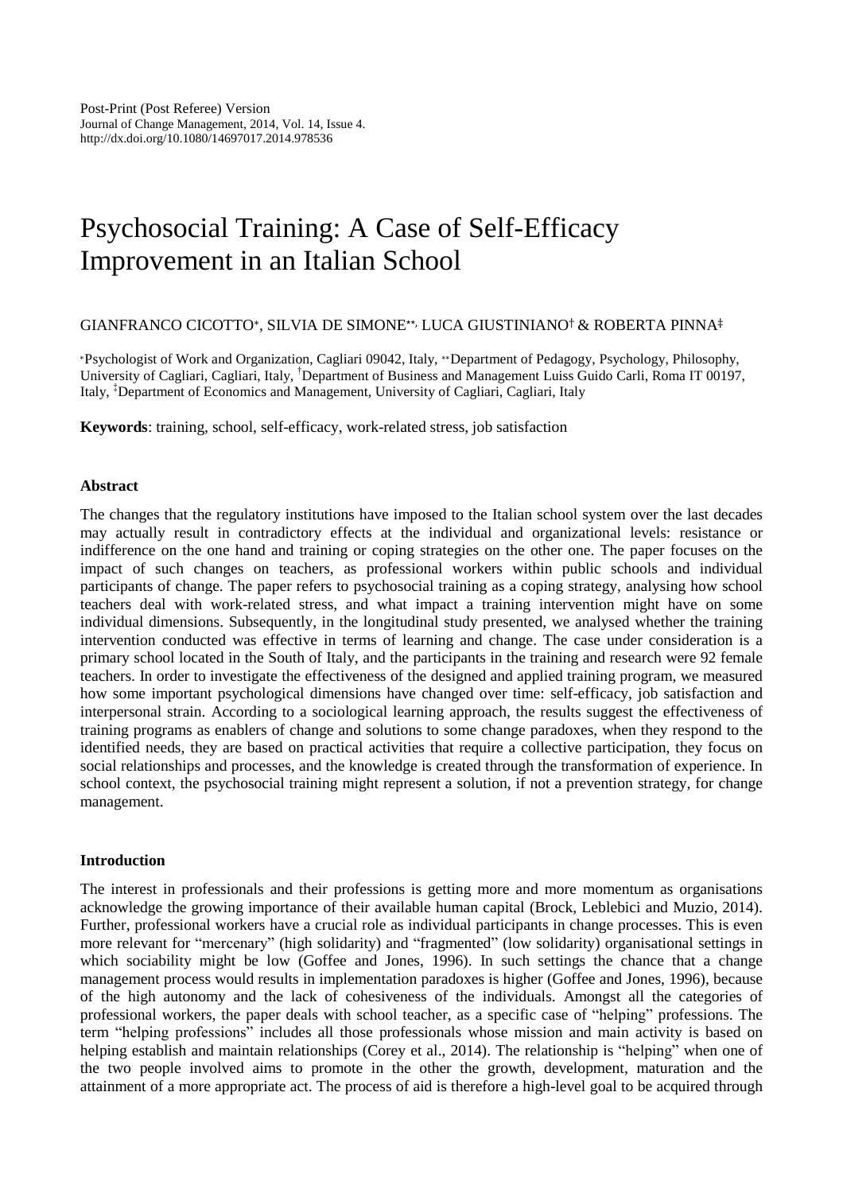Post-Print (Post Referee) Version
Journal of Change Management, 2014, Vol. 14, Issue 4.
http://dx.doi.org/10.1080/14697017.2014.978536

# Psychosocial Training: A Case of Self-Efficacy Improvement in an Italian School

GIANFRANCO CICOTTO*, SILVIA DE SIMONE**, LUCA GIUSTINIANO† & ROBERTA PINNA‡

*Psychologist of Work and Organization, Cagliari 09042, Italy, **Department of Pedagogy, Psychology, Philosophy, University of Cagliari, Cagliari, Italy, †Department of Business and Management Luiss Guido Carli, Roma IT 00197, Italy, ‡Department of Economics and Management, University of Cagliari, Cagliari, Italy

**Keywords**: training, school, self-efficacy, work-related stress, job satisfaction

#### Abstract

The changes that the regulatory institutions have imposed to the Italian school system over the last decades may actually result in contradictory effects at the individual and organizational levels: resistance or indifference on the one hand and training or coping strategies on the other one. The paper focuses on the impact of such changes on teachers, as professional workers within public schools and individual participants of change. The paper refers to psychosocial training as a coping strategy, analysing how school teachers deal with work-related stress, and what impact a training intervention might have on some individual dimensions. Subsequently, in the longitudinal study presented, we analysed whether the training intervention conducted was effective in terms of learning and change. The case under consideration is a primary school located in the South of Italy, and the participants in the training and research were 92 female teachers. In order to investigate the effectiveness of the designed and applied training program, we measured how some important psychological dimensions have changed over time: self-efficacy, job satisfaction and interpersonal strain. According to a sociological learning approach, the results suggest the effectiveness of training programs as enablers of change and solutions to some change paradoxes, when they respond to the identified needs, they are based on practical activities that require a collective participation, they focus on social relationships and processes, and the knowledge is created through the transformation of experience. In school context, the psychosocial training might represent a solution, if not a prevention strategy, for change management.

#### Introduction

The interest in professionals and their professions is getting more and more momentum as organisations acknowledge the growing importance of their available human capital (Brock, Leblebici and Muzio, 2014). Further, professional workers have a crucial role as individual participants in change processes. This is even more relevant for "mercenary" (high solidarity) and "fragmented" (low solidarity) organisational settings in which sociability might be low (Goffee and Jones, 1996). In such settings the chance that a change management process would results in implementation paradoxes is higher (Goffee and Jones, 1996), because of the high autonomy and the lack of cohesiveness of the individuals. Amongst all the categories of professional workers, the paper deals with school teacher, as a specific case of "helping" professions. The term "helping professions" includes all those professionals whose mission and main activity is based on helping establish and maintain relationships (Corey et al., 2014). The relationship is "helping" when one of the two people involved aims to promote in the other the growth, development, maturation and the attainment of a more appropriate act. The process of aid is therefore a high-level goal to be acquired through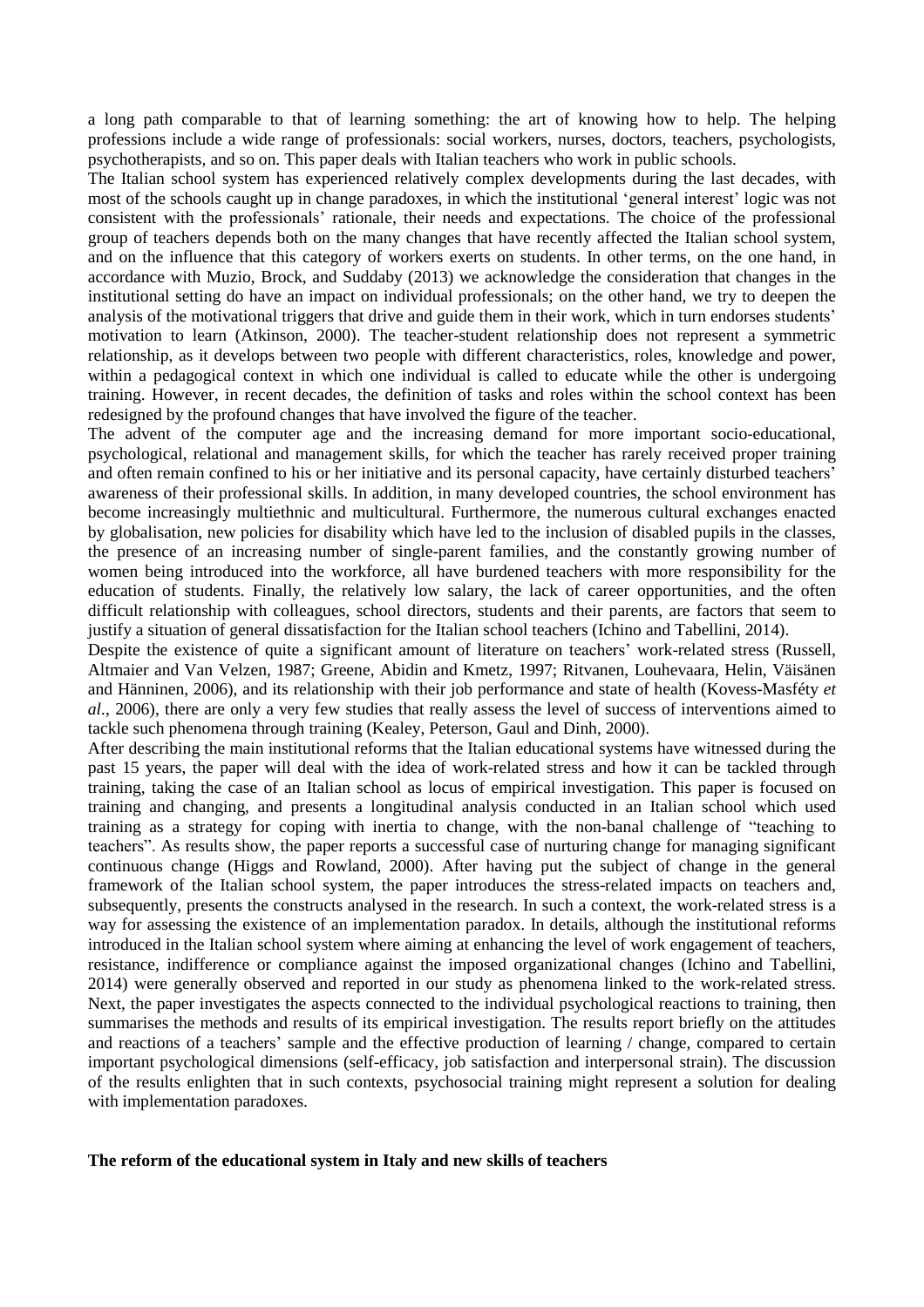a long path comparable to that of learning something: the art of knowing how to help. The helping professions include a wide range of professionals: social workers, nurses, doctors, teachers, psychologists, psychotherapists, and so on. This paper deals with Italian teachers who work in public schools.

The Italian school system has experienced relatively complex developments during the last decades, with most of the schools caught up in change paradoxes, in which the institutional 'general interest' logic was not consistent with the professionals' rationale, their needs and expectations. The choice of the professional group of teachers depends both on the many changes that have recently affected the Italian school system, and on the influence that this category of workers exerts on students. In other terms, on the one hand, in accordance with Muzio, Brock, and Suddaby (2013) we acknowledge the consideration that changes in the institutional setting do have an impact on individual professionals; on the other hand, we try to deepen the analysis of the motivational triggers that drive and guide them in their work, which in turn endorses students' motivation to learn (Atkinson, 2000). The teacher-student relationship does not represent a symmetric relationship, as it develops between two people with different characteristics, roles, knowledge and power, within a pedagogical context in which one individual is called to educate while the other is undergoing training. However, in recent decades, the definition of tasks and roles within the school context has been redesigned by the profound changes that have involved the figure of the teacher.

The advent of the computer age and the increasing demand for more important socio-educational, psychological, relational and management skills, for which the teacher has rarely received proper training and often remain confined to his or her initiative and its personal capacity, have certainly disturbed teachers' awareness of their professional skills. In addition, in many developed countries, the school environment has become increasingly multiethnic and multicultural. Furthermore, the numerous cultural exchanges enacted by globalisation, new policies for disability which have led to the inclusion of disabled pupils in the classes, the presence of an increasing number of single-parent families, and the constantly growing number of women being introduced into the workforce, all have burdened teachers with more responsibility for the education of students. Finally, the relatively low salary, the lack of career opportunities, and the often difficult relationship with colleagues, school directors, students and their parents, are factors that seem to justify a situation of general dissatisfaction for the Italian school teachers (Ichino and Tabellini, 2014).

Despite the existence of quite a significant amount of literature on teachers' work-related stress (Russell, Altmaier and Van Velzen, 1987; Greene, Abidin and Kmetz, 1997; Ritvanen, Louhevaara, Helin, Väisänen and Hänninen, 2006), and its relationship with their job performance and state of health (Kovess-Masféty *et al.*, 2006), there are only a very few studies that really assess the level of success of interventions aimed to tackle such phenomena through training (Kealey, Peterson, Gaul and Dinh, 2000).

After describing the main institutional reforms that the Italian educational systems have witnessed during the past 15 years, the paper will deal with the idea of work-related stress and how it can be tackled through training, taking the case of an Italian school as locus of empirical investigation. This paper is focused on training and changing, and presents a longitudinal analysis conducted in an Italian school which used training as a strategy for coping with inertia to change, with the non-banal challenge of "teaching to teachers". As results show, the paper reports a successful case of nurturing change for managing significant continuous change (Higgs and Rowland, 2000). After having put the subject of change in the general framework of the Italian school system, the paper introduces the stress-related impacts on teachers and, subsequently, presents the constructs analysed in the research. In such a context, the work-related stress is a way for assessing the existence of an implementation paradox. In details, although the institutional reforms introduced in the Italian school system where aiming at enhancing the level of work engagement of teachers, resistance, indifference or compliance against the imposed organizational changes (Ichino and Tabellini, 2014) were generally observed and reported in our study as phenomena linked to the work-related stress. Next, the paper investigates the aspects connected to the individual psychological reactions to training, then summarises the methods and results of its empirical investigation. The results report briefly on the attitudes and reactions of a teachers' sample and the effective production of learning / change, compared to certain important psychological dimensions (self-efficacy, job satisfaction and interpersonal strain). The discussion of the results enlighten that in such contexts, psychosocial training might represent a solution for dealing with implementation paradoxes.

## The reform of the educational system in Italy and new skills of teachers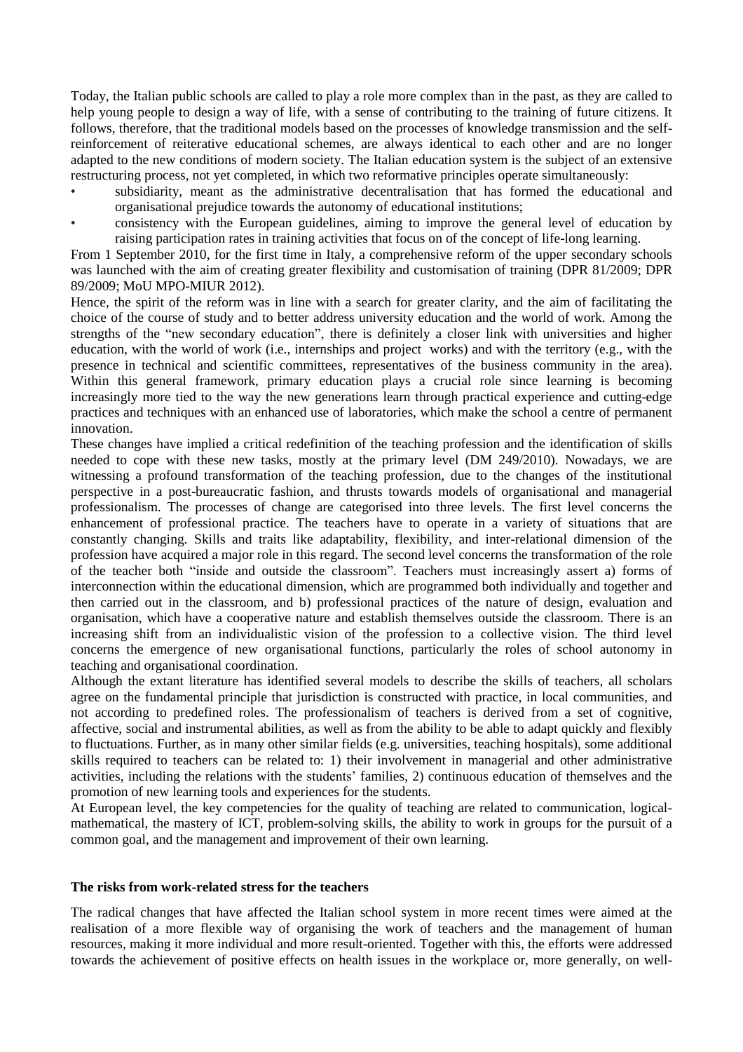Today, the Italian public schools are called to play a role more complex than in the past, as they are called to help young people to design a way of life, with a sense of contributing to the training of future citizens. It follows, therefore, that the traditional models based on the processes of knowledge transmission and the self-reinforcement of reiterative educational schemes, are always identical to each other and are no longer adapted to the new conditions of modern society. The Italian education system is the subject of an extensive restructuring process, not yet completed, in which two reformative principles operate simultaneously:

- subsidiarity, meant as the administrative decentralisation that has formed the educational and organisational prejudice towards the autonomy of educational institutions;
- consistency with the European guidelines, aiming to improve the general level of education by raising participation rates in training activities that focus on of the concept of life-long learning.

From 1 September 2010, for the first time in Italy, a comprehensive reform of the upper secondary schools was launched with the aim of creating greater flexibility and customisation of training (DPR 81/2009; DPR 89/2009; MoU MPO-MIUR 2012).

Hence, the spirit of the reform was in line with a search for greater clarity, and the aim of facilitating the choice of the course of study and to better address university education and the world of work. Among the strengths of the "new secondary education", there is definitely a closer link with universities and higher education, with the world of work (i.e., internships and project works) and with the territory (e.g., with the presence in technical and scientific committees, representatives of the business community in the area). Within this general framework, primary education plays a crucial role since learning is becoming increasingly more tied to the way the new generations learn through practical experience and cutting-edge practices and techniques with an enhanced use of laboratories, which make the school a centre of permanent innovation.

These changes have implied a critical redefinition of the teaching profession and the identification of skills needed to cope with these new tasks, mostly at the primary level (DM 249/2010). Nowadays, we are witnessing a profound transformation of the teaching profession, due to the changes of the institutional perspective in a post-bureaucratic fashion, and thrusts towards models of organisational and managerial professionalism. The processes of change are categorised into three levels. The first level concerns the enhancement of professional practice. The teachers have to operate in a variety of situations that are constantly changing. Skills and traits like adaptability, flexibility, and inter-relational dimension of the profession have acquired a major role in this regard. The second level concerns the transformation of the role of the teacher both "inside and outside the classroom". Teachers must increasingly assert a) forms of interconnection within the educational dimension, which are programmed both individually and together and then carried out in the classroom, and b) professional practices of the nature of design, evaluation and organisation, which have a cooperative nature and establish themselves outside the classroom. There is an increasing shift from an individualistic vision of the profession to a collective vision. The third level concerns the emergence of new organisational functions, particularly the roles of school autonomy in teaching and organisational coordination.

Although the extant literature has identified several models to describe the skills of teachers, all scholars agree on the fundamental principle that jurisdiction is constructed with practice, in local communities, and not according to predefined roles. The professionalism of teachers is derived from a set of cognitive, affective, social and instrumental abilities, as well as from the ability to be able to adapt quickly and flexibly to fluctuations. Further, as in many other similar fields (e.g. universities, teaching hospitals), some additional skills required to teachers can be related to: 1) their involvement in managerial and other administrative activities, including the relations with the students' families, 2) continuous education of themselves and the promotion of new learning tools and experiences for the students.

At European level, the key competencies for the quality of teaching are related to communication, logical-mathematical, the mastery of ICT, problem-solving skills, the ability to work in groups for the pursuit of a common goal, and the management and improvement of their own learning.

**The risks from work-related stress for the teachers**

The radical changes that have affected the Italian school system in more recent times were aimed at the realisation of a more flexible way of organising the work of teachers and the management of human resources, making it more individual and more result-oriented. Together with this, the efforts were addressed towards the achievement of positive effects on health issues in the workplace or, more generally, on well-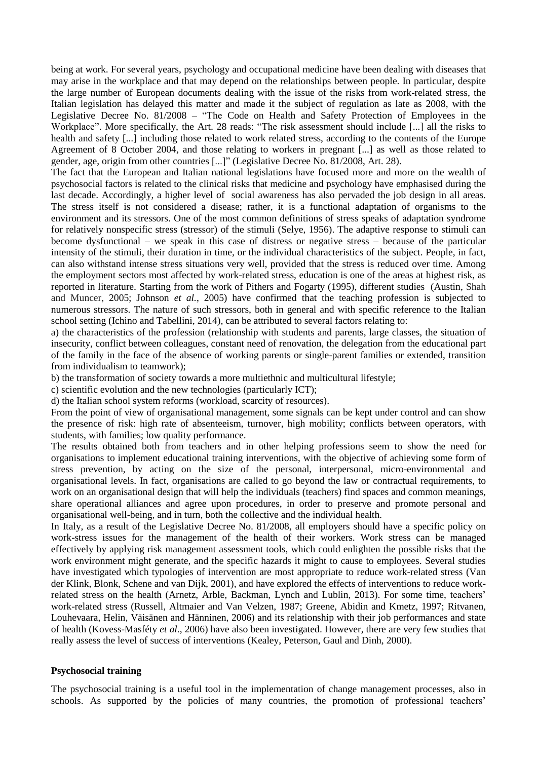being at work. For several years, psychology and occupational medicine have been dealing with diseases that may arise in the workplace and that may depend on the relationships between people. In particular, despite the large number of European documents dealing with the issue of the risks from work-related stress, the Italian legislation has delayed this matter and made it the subject of regulation as late as 2008, with the Legislative Decree No. 81/2008 – "The Code on Health and Safety Protection of Employees in the Workplace". More specifically, the Art. 28 reads: "The risk assessment should include [...] all the risks to health and safety [...] including those related to work related stress, according to the contents of the Europe Agreement of 8 October 2004, and those relating to workers in pregnant [...] as well as those related to gender, age, origin from other countries [...]" (Legislative Decree No. 81/2008, Art. 28).

The fact that the European and Italian national legislations have focused more and more on the wealth of psychosocial factors is related to the clinical risks that medicine and psychology have emphasised during the last decade. Accordingly, a higher level of social awareness has also pervaded the job design in all areas. The stress itself is not considered a disease; rather, it is a functional adaptation of organisms to the environment and its stressors. One of the most common definitions of stress speaks of adaptation syndrome for relatively nonspecific stress (stressor) of the stimuli (Selye, 1956). The adaptive response to stimuli can become dysfunctional – we speak in this case of distress or negative stress – because of the particular intensity of the stimuli, their duration in time, or the individual characteristics of the subject. People, in fact, can also withstand intense stress situations very well, provided that the stress is reduced over time. Among the employment sectors most affected by work-related stress, education is one of the areas at highest risk, as reported in literature. Starting from the work of Pithers and Fogarty (1995), different studies (Austin, Shah and Muncer, 2005; Johnson *et al.*, 2005) have confirmed that the teaching profession is subjected to numerous stressors. The nature of such stressors, both in general and with specific reference to the Italian school setting (Ichino and Tabellini, 2014), can be attributed to several factors relating to:

a) the characteristics of the profession (relationship with students and parents, large classes, the situation of insecurity, conflict between colleagues, constant need of renovation, the delegation from the educational part of the family in the face of the absence of working parents or single-parent families or extended, transition from individualism to teamwork);

b) the transformation of society towards a more multiethnic and multicultural lifestyle;

c) scientific evolution and the new technologies (particularly ICT);

d) the Italian school system reforms (workload, scarcity of resources).

From the point of view of organisational management, some signals can be kept under control and can show the presence of risk: high rate of absenteeism, turnover, high mobility; conflicts between operators, with students, with families; low quality performance.

The results obtained both from teachers and in other helping professions seem to show the need for organisations to implement educational training interventions, with the objective of achieving some form of stress prevention, by acting on the size of the personal, interpersonal, micro-environmental and organisational levels. In fact, organisations are called to go beyond the law or contractual requirements, to work on an organisational design that will help the individuals (teachers) find spaces and common meanings, share operational alliances and agree upon procedures, in order to preserve and promote personal and organisational well-being, and in turn, both the collective and the individual health.

In Italy, as a result of the Legislative Decree No. 81/2008, all employers should have a specific policy on work-stress issues for the management of the health of their workers. Work stress can be managed effectively by applying risk management assessment tools, which could enlighten the possible risks that the work environment might generate, and the specific hazards it might to cause to employees. Several studies have investigated which typologies of intervention are most appropriate to reduce work-related stress (Van der Klink, Blonk, Schene and van Dijk, 2001), and have explored the effects of interventions to reduce work-related stress on the health (Arnetz, Arble, Backman, Lynch and Lublin, 2013). For some time, teachers' work-related stress (Russell, Altmaier and Van Velzen, 1987; Greene, Abidin and Kmetz, 1997; Ritvanen, Louhevaara, Helin, Väisänen and Hänninen, 2006) and its relationship with their job performances and state of health (Kovess-Masféty *et al.*, 2006) have also been investigated. However, there are very few studies that really assess the level of success of interventions (Kealey, Peterson, Gaul and Dinh, 2000).

## Psychosocial training

The psychosocial training is a useful tool in the implementation of change management processes, also in schools. As supported by the policies of many countries, the promotion of professional teachers'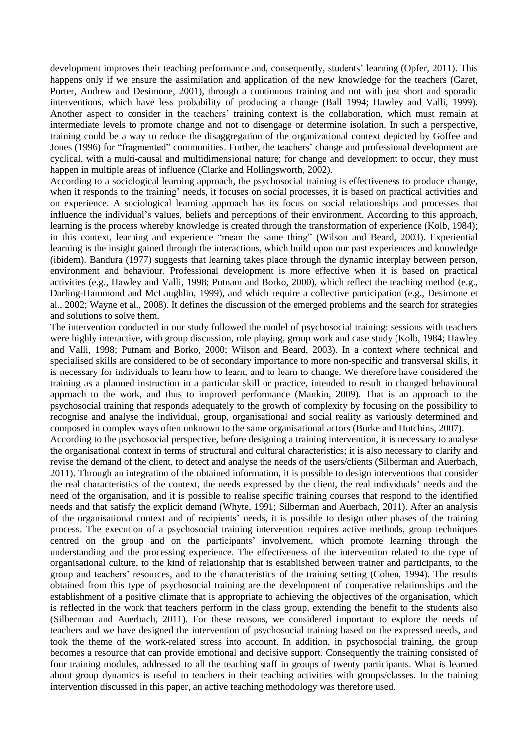development improves their teaching performance and, consequently, students' learning (Opfer, 2011). This happens only if we ensure the assimilation and application of the new knowledge for the teachers (Garet, Porter, Andrew and Desimone, 2001), through a continuous training and not with just short and sporadic interventions, which have less probability of producing a change (Ball 1994; Hawley and Valli, 1999). Another aspect to consider in the teachers' training context is the collaboration, which must remain at intermediate levels to promote change and not to disengage or determine isolation. In such a perspective, training could be a way to reduce the disaggregation of the organizational context depicted by Goffee and Jones (1996) for "fragmented" communities. Further, the teachers' change and professional development are cyclical, with a multi-causal and multidimensional nature; for change and development to occur, they must happen in multiple areas of influence (Clarke and Hollingsworth, 2002).

According to a sociological learning approach, the psychosocial training is effectiveness to produce change, when it responds to the training' needs, it focuses on social processes, it is based on practical activities and on experience. A sociological learning approach has its focus on social relationships and processes that influence the individual's values, beliefs and perceptions of their environment. According to this approach, learning is the process whereby knowledge is created through the transformation of experience (Kolb, 1984); in this context, learning and experience "mean the same thing" (Wilson and Beard, 2003). Experiential learning is the insight gained through the interactions, which build upon our past experiences and knowledge (ibidem). Bandura (1977) suggests that learning takes place through the dynamic interplay between person, environment and behaviour. Professional development is more effective when it is based on practical activities (e.g., Hawley and Valli, 1998; Putnam and Borko, 2000), which reflect the teaching method (e.g., Darling-Hammond and McLaughlin, 1999), and which require a collective participation (e.g., Desimone et al., 2002; Wayne et al., 2008). It defines the discussion of the emerged problems and the search for strategies and solutions to solve them.

The intervention conducted in our study followed the model of psychosocial training: sessions with teachers were highly interactive, with group discussion, role playing, group work and case study (Kolb, 1984; Hawley and Valli, 1998; Putnam and Borko, 2000; Wilson and Beard, 2003). In a context where technical and specialised skills are considered to be of secondary importance to more non-specific and transversal skills, it is necessary for individuals to learn how to learn, and to learn to change. We therefore have considered the training as a planned instruction in a particular skill or practice, intended to result in changed behavioural approach to the work, and thus to improved performance (Mankin, 2009). That is an approach to the psychosocial training that responds adequately to the growth of complexity by focusing on the possibility to recognise and analyse the individual, group, organisational and social reality as variously determined and composed in complex ways often unknown to the same organisational actors (Burke and Hutchins, 2007).

According to the psychosocial perspective, before designing a training intervention, it is necessary to analyse the organisational context in terms of structural and cultural characteristics; it is also necessary to clarify and revise the demand of the client, to detect and analyse the needs of the users/clients (Silberman and Auerbach, 2011). Through an integration of the obtained information, it is possible to design interventions that consider the real characteristics of the context, the needs expressed by the client, the real individuals' needs and the need of the organisation, and it is possible to realise specific training courses that respond to the identified needs and that satisfy the explicit demand (Whyte, 1991; Silberman and Auerbach, 2011). After an analysis of the organisational context and of recipients' needs, it is possible to design other phases of the training process. The execution of a psychosocial training intervention requires active methods, group techniques centred on the group and on the participants' involvement, which promote learning through the understanding and the processing experience. The effectiveness of the intervention related to the type of organisational culture, to the kind of relationship that is established between trainer and participants, to the group and teachers' resources, and to the characteristics of the training setting (Cohen, 1994). The results obtained from this type of psychosocial training are the development of cooperative relationships and the establishment of a positive climate that is appropriate to achieving the objectives of the organisation, which is reflected in the work that teachers perform in the class group, extending the benefit to the students also (Silberman and Auerbach, 2011). For these reasons, we considered important to explore the needs of teachers and we have designed the intervention of psychosocial training based on the expressed needs, and took the theme of the work-related stress into account. In addition, in psychosocial training, the group becomes a resource that can provide emotional and decisive support. Consequently the training consisted of four training modules, addressed to all the teaching staff in groups of twenty participants. What is learned about group dynamics is useful to teachers in their teaching activities with groups/classes. In the training intervention discussed in this paper, an active teaching methodology was therefore used.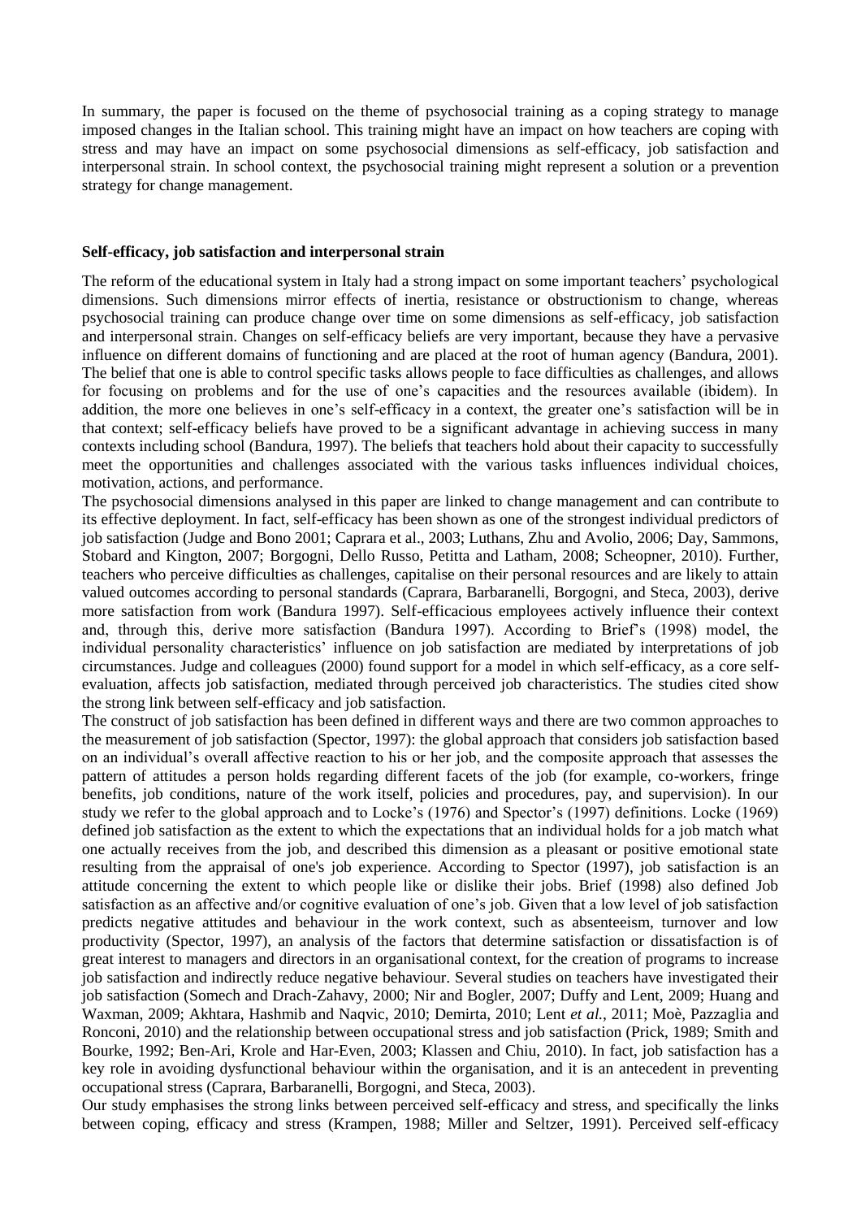In summary, the paper is focused on the theme of psychosocial training as a coping strategy to manage imposed changes in the Italian school. This training might have an impact on how teachers are coping with stress and may have an impact on some psychosocial dimensions as self-efficacy, job satisfaction and interpersonal strain. In school context, the psychosocial training might represent a solution or a prevention strategy for change management.

**Self-efficacy, job satisfaction and interpersonal strain**

The reform of the educational system in Italy had a strong impact on some important teachers' psychological dimensions. Such dimensions mirror effects of inertia, resistance or obstructionism to change, whereas psychosocial training can produce change over time on some dimensions as self-efficacy, job satisfaction and interpersonal strain. Changes on self-efficacy beliefs are very important, because they have a pervasive influence on different domains of functioning and are placed at the root of human agency (Bandura, 2001). The belief that one is able to control specific tasks allows people to face difficulties as challenges, and allows for focusing on problems and for the use of one's capacities and the resources available (ibidem). In addition, the more one believes in one's self-efficacy in a context, the greater one's satisfaction will be in that context; self-efficacy beliefs have proved to be a significant advantage in achieving success in many contexts including school (Bandura, 1997). The beliefs that teachers hold about their capacity to successfully meet the opportunities and challenges associated with the various tasks influences individual choices, motivation, actions, and performance.

The psychosocial dimensions analysed in this paper are linked to change management and can contribute to its effective deployment. In fact, self-efficacy has been shown as one of the strongest individual predictors of job satisfaction (Judge and Bono 2001; Caprara et al., 2003; Luthans, Zhu and Avolio, 2006; Day, Sammons, Stobard and Kington, 2007; Borgogni, Dello Russo, Petitta and Latham, 2008; Scheopner, 2010). Further, teachers who perceive difficulties as challenges, capitalise on their personal resources and are likely to attain valued outcomes according to personal standards (Caprara, Barbaranelli, Borgogni, and Steca, 2003), derive more satisfaction from work (Bandura 1997). Self-efficacious employees actively influence their context and, through this, derive more satisfaction (Bandura 1997). According to Brief's (1998) model, the individual personality characteristics' influence on job satisfaction are mediated by interpretations of job circumstances. Judge and colleagues (2000) found support for a model in which self-efficacy, as a core self-evaluation, affects job satisfaction, mediated through perceived job characteristics. The studies cited show the strong link between self-efficacy and job satisfaction.

The construct of job satisfaction has been defined in different ways and there are two common approaches to the measurement of job satisfaction (Spector, 1997): the global approach that considers job satisfaction based on an individual's overall affective reaction to his or her job, and the composite approach that assesses the pattern of attitudes a person holds regarding different facets of the job (for example, co-workers, fringe benefits, job conditions, nature of the work itself, policies and procedures, pay, and supervision). In our study we refer to the global approach and to Locke's (1976) and Spector's (1997) definitions. Locke (1969) defined job satisfaction as the extent to which the expectations that an individual holds for a job match what one actually receives from the job, and described this dimension as a pleasant or positive emotional state resulting from the appraisal of one's job experience. According to Spector (1997), job satisfaction is an attitude concerning the extent to which people like or dislike their jobs. Brief (1998) also defined Job satisfaction as an affective and/or cognitive evaluation of one's job. Given that a low level of job satisfaction predicts negative attitudes and behaviour in the work context, such as absenteeism, turnover and low productivity (Spector, 1997), an analysis of the factors that determine satisfaction or dissatisfaction is of great interest to managers and directors in an organisational context, for the creation of programs to increase job satisfaction and indirectly reduce negative behaviour. Several studies on teachers have investigated their job satisfaction (Somech and Drach-Zahavy, 2000; Nir and Bogler, 2007; Duffy and Lent, 2009; Huang and Waxman, 2009; Akhtara, Hashmib and Naqvic, 2010; Demirta, 2010; Lent *et al.*, 2011; Moè, Pazzaglia and Ronconi, 2010) and the relationship between occupational stress and job satisfaction (Prick, 1989; Smith and Bourke, 1992; Ben-Ari, Krole and Har-Even, 2003; Klassen and Chiu, 2010). In fact, job satisfaction has a key role in avoiding dysfunctional behaviour within the organisation, and it is an antecedent in preventing occupational stress (Caprara, Barbaranelli, Borgogni, and Steca, 2003).

Our study emphasises the strong links between perceived self-efficacy and stress, and specifically the links between coping, efficacy and stress (Krampen, 1988; Miller and Seltzer, 1991). Perceived self-efficacy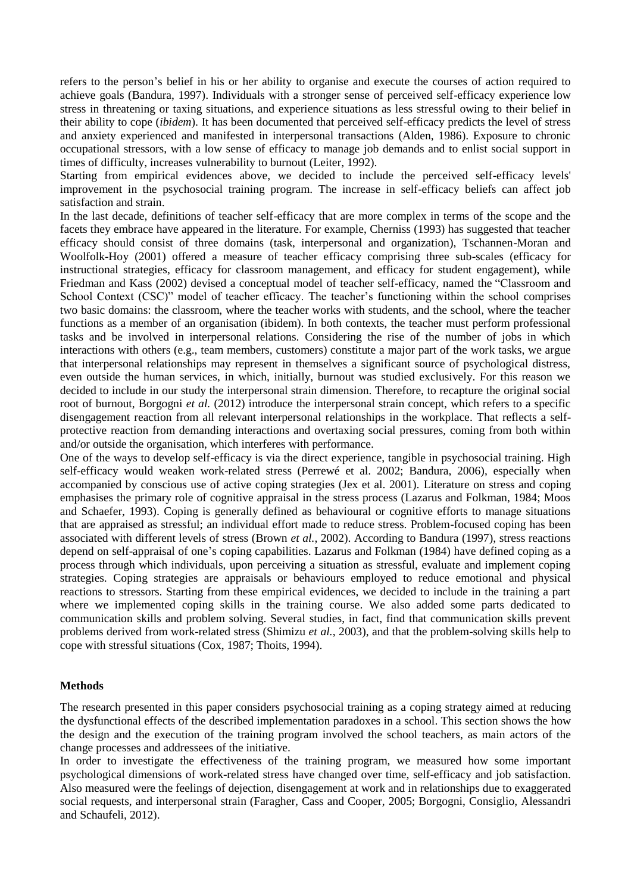refers to the person's belief in his or her ability to organise and execute the courses of action required to achieve goals (Bandura, 1997). Individuals with a stronger sense of perceived self-efficacy experience low stress in threatening or taxing situations, and experience situations as less stressful owing to their belief in their ability to cope (*ibidem*). It has been documented that perceived self-efficacy predicts the level of stress and anxiety experienced and manifested in interpersonal transactions (Alden, 1986). Exposure to chronic occupational stressors, with a low sense of efficacy to manage job demands and to enlist social support in times of difficulty, increases vulnerability to burnout (Leiter, 1992).

Starting from empirical evidences above, we decided to include the perceived self-efficacy levels' improvement in the psychosocial training program. The increase in self-efficacy beliefs can affect job satisfaction and strain.

In the last decade, definitions of teacher self-efficacy that are more complex in terms of the scope and the facets they embrace have appeared in the literature. For example, Cherniss (1993) has suggested that teacher efficacy should consist of three domains (task, interpersonal and organization), Tschannen-Moran and Woolfolk-Hoy (2001) offered a measure of teacher efficacy comprising three sub-scales (efficacy for instructional strategies, efficacy for classroom management, and efficacy for student engagement), while Friedman and Kass (2002) devised a conceptual model of teacher self-efficacy, named the "Classroom and School Context (CSC)" model of teacher efficacy. The teacher's functioning within the school comprises two basic domains: the classroom, where the teacher works with students, and the school, where the teacher functions as a member of an organisation (ibidem). In both contexts, the teacher must perform professional tasks and be involved in interpersonal relations. Considering the rise of the number of jobs in which interactions with others (e.g., team members, customers) constitute a major part of the work tasks, we argue that interpersonal relationships may represent in themselves a significant source of psychological distress, even outside the human services, in which, initially, burnout was studied exclusively. For this reason we decided to include in our study the interpersonal strain dimension. Therefore, to recapture the original social root of burnout, Borgogni *et al.* (2012) introduce the interpersonal strain concept, which refers to a specific disengagement reaction from all relevant interpersonal relationships in the workplace. That reflects a self-protective reaction from demanding interactions and overtaxing social pressures, coming from both within and/or outside the organisation, which interferes with performance.

One of the ways to develop self-efficacy is via the direct experience, tangible in psychosocial training. High self-efficacy would weaken work-related stress (Perrewé et al. 2002; Bandura, 2006), especially when accompanied by conscious use of active coping strategies (Jex et al. 2001). Literature on stress and coping emphasises the primary role of cognitive appraisal in the stress process (Lazarus and Folkman, 1984; Moos and Schaefer, 1993). Coping is generally defined as behavioural or cognitive efforts to manage situations that are appraised as stressful; an individual effort made to reduce stress. Problem-focused coping has been associated with different levels of stress (Brown *et al.*, 2002). According to Bandura (1997), stress reactions depend on self-appraisal of one's coping capabilities. Lazarus and Folkman (1984) have defined coping as a process through which individuals, upon perceiving a situation as stressful, evaluate and implement coping strategies. Coping strategies are appraisals or behaviours employed to reduce emotional and physical reactions to stressors. Starting from these empirical evidences, we decided to include in the training a part where we implemented coping skills in the training course. We also added some parts dedicated to communication skills and problem solving. Several studies, in fact, find that communication skills prevent problems derived from work-related stress (Shimizu *et al.*, 2003), and that the problem-solving skills help to cope with stressful situations (Cox, 1987; Thoits, 1994).

## Methods

The research presented in this paper considers psychosocial training as a coping strategy aimed at reducing the dysfunctional effects of the described implementation paradoxes in a school. This section shows the how the design and the execution of the training program involved the school teachers, as main actors of the change processes and addressees of the initiative.

In order to investigate the effectiveness of the training program, we measured how some important psychological dimensions of work-related stress have changed over time, self-efficacy and job satisfaction. Also measured were the feelings of dejection, disengagement at work and in relationships due to exaggerated social requests, and interpersonal strain (Faragher, Cass and Cooper, 2005; Borgogni, Consiglio, Alessandri and Schaufeli, 2012).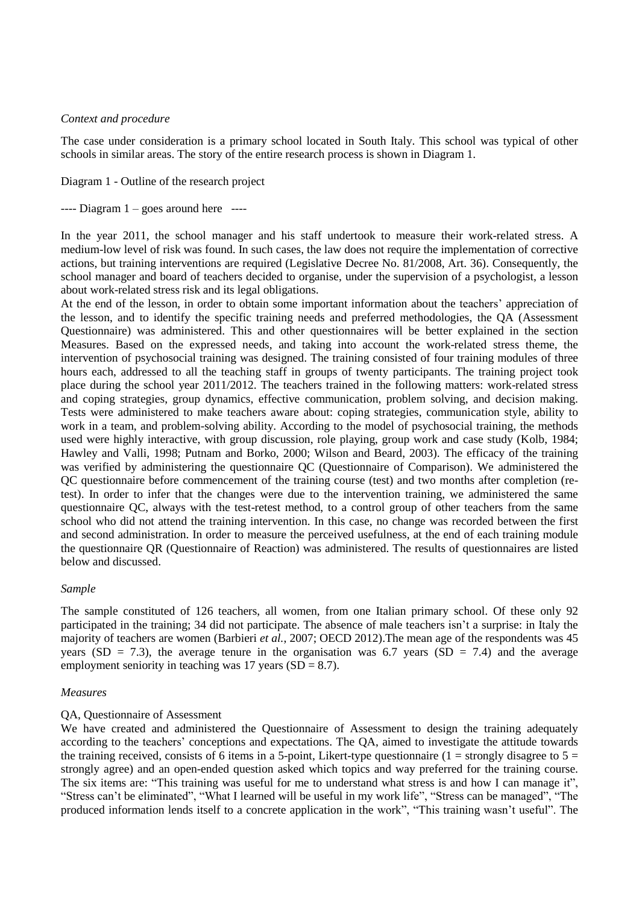*Context and procedure*

The case under consideration is a primary school located in South Italy. This school was typical of other schools in similar areas. The story of the entire research process is shown in Diagram 1.

Diagram 1 - Outline of the research project

---- Diagram 1 – goes around here ----

In the year 2011, the school manager and his staff undertook to measure their work-related stress. A medium-low level of risk was found. In such cases, the law does not require the implementation of corrective actions, but training interventions are required (Legislative Decree No. 81/2008, Art. 36). Consequently, the school manager and board of teachers decided to organise, under the supervision of a psychologist, a lesson about work-related stress risk and its legal obligations.
At the end of the lesson, in order to obtain some important information about the teachers' appreciation of the lesson, and to identify the specific training needs and preferred methodologies, the QA (Assessment Questionnaire) was administered. This and other questionnaires will be better explained in the section Measures. Based on the expressed needs, and taking into account the work-related stress theme, the intervention of psychosocial training was designed. The training consisted of four training modules of three hours each, addressed to all the teaching staff in groups of twenty participants. The training project took place during the school year 2011/2012. The teachers trained in the following matters: work-related stress and coping strategies, group dynamics, effective communication, problem solving, and decision making. Tests were administered to make teachers aware about: coping strategies, communication style, ability to work in a team, and problem-solving ability. According to the model of psychosocial training, the methods used were highly interactive, with group discussion, role playing, group work and case study (Kolb, 1984; Hawley and Valli, 1998; Putnam and Borko, 2000; Wilson and Beard, 2003). The efficacy of the training was verified by administering the questionnaire QC (Questionnaire of Comparison). We administered the QC questionnaire before commencement of the training course (test) and two months after completion (re-test). In order to infer that the changes were due to the intervention training, we administered the same questionnaire QC, always with the test-retest method, to a control group of other teachers from the same school who did not attend the training intervention. In this case, no change was recorded between the first and second administration. In order to measure the perceived usefulness, at the end of each training module the questionnaire QR (Questionnaire of Reaction) was administered. The results of questionnaires are listed below and discussed.

*Sample*

The sample constituted of 126 teachers, all women, from one Italian primary school. Of these only 92 participated in the training; 34 did not participate. The absence of male teachers isn't a surprise: in Italy the majority of teachers are women (Barbieri *et al.*, 2007; OECD 2012).The mean age of the respondents was 45 years (SD = 7.3), the average tenure in the organisation was 6.7 years (SD = 7.4) and the average employment seniority in teaching was 17 years (SD = 8.7).

*Measures*

QA, Questionnaire of Assessment

We have created and administered the Questionnaire of Assessment to design the training adequately according to the teachers' conceptions and expectations. The QA, aimed to investigate the attitude towards the training received, consists of 6 items in a 5-point, Likert-type questionnaire (1 = strongly disagree to 5 = strongly agree) and an open-ended question asked which topics and way preferred for the training course. The six items are: "This training was useful for me to understand what stress is and how I can manage it", "Stress can't be eliminated", "What I learned will be useful in my work life", "Stress can be managed", "The produced information lends itself to a concrete application in the work", "This training wasn't useful". The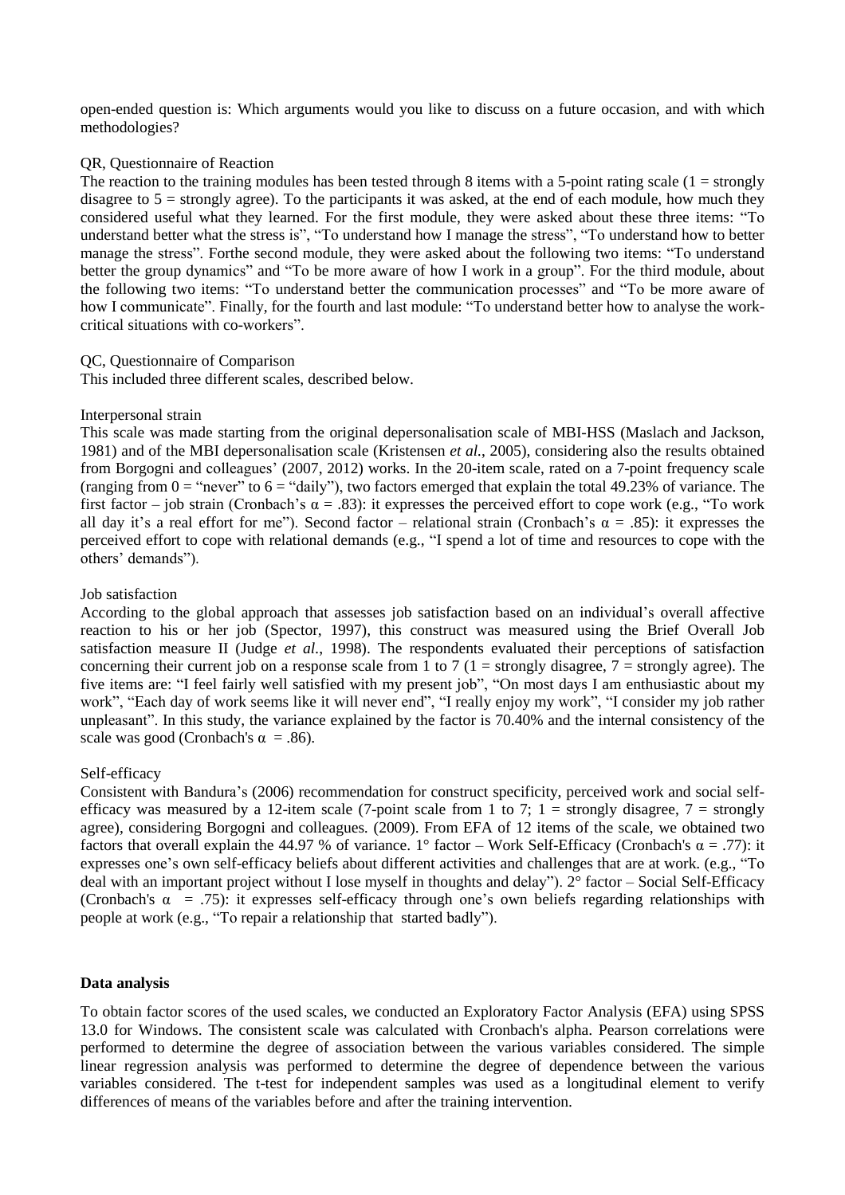open-ended question is: Which arguments would you like to discuss on a future occasion, and with which methodologies?

QR, Questionnaire of Reaction

The reaction to the training modules has been tested through 8 items with a 5-point rating scale (1 = strongly disagree to 5 = strongly agree). To the participants it was asked, at the end of each module, how much they considered useful what they learned. For the first module, they were asked about these three items: "To understand better what the stress is", "To understand how I manage the stress", "To understand how to better manage the stress". Forthe second module, they were asked about the following two items: "To understand better the group dynamics" and "To be more aware of how I work in a group". For the third module, about the following two items: "To understand better the communication processes" and "To be more aware of how I communicate". Finally, for the fourth and last module: "To understand better how to analyse the work-critical situations with co-workers".

QC, Questionnaire of Comparison

This included three different scales, described below.

Interpersonal strain

This scale was made starting from the original depersonalisation scale of MBI-HSS (Maslach and Jackson, 1981) and of the MBI depersonalisation scale (Kristensen *et al.*, 2005), considering also the results obtained from Borgogni and colleagues' (2007, 2012) works. In the 20-item scale, rated on a 7-point frequency scale (ranging from 0 = "never" to 6 = "daily"), two factors emerged that explain the total 49.23% of variance. The first factor – job strain (Cronbach's $\alpha$ = .83): it expresses the perceived effort to cope work (e.g., "To work all day it's a real effort for me"). Second factor – relational strain (Cronbach's $\alpha$ = .85): it expresses the perceived effort to cope with relational demands (e.g., "I spend a lot of time and resources to cope with the others' demands").

Job satisfaction

According to the global approach that assesses job satisfaction based on an individual's overall affective reaction to his or her job (Spector, 1997), this construct was measured using the Brief Overall Job satisfaction measure II (Judge *et al.*, 1998). The respondents evaluated their perceptions of satisfaction concerning their current job on a response scale from 1 to 7 (1 = strongly disagree, 7 = strongly agree). The five items are: "I feel fairly well satisfied with my present job", "On most days I am enthusiastic about my work", "Each day of work seems like it will never end", "I really enjoy my work", "I consider my job rather unpleasant". In this study, the variance explained by the factor is 70.40% and the internal consistency of the scale was good (Cronbach's $\alpha$ = .86).

Self-efficacy

Consistent with Bandura's (2006) recommendation for construct specificity, perceived work and social self-efficacy was measured by a 12-item scale (7-point scale from 1 to 7; 1 = strongly disagree, 7 = strongly agree), considering Borgogni and colleagues. (2009). From EFA of 12 items of the scale, we obtained two factors that overall explain the 44.97 % of variance. 1° factor – Work Self-Efficacy (Cronbach's $\alpha$ = .77): it expresses one's own self-efficacy beliefs about different activities and challenges that are at work. (e.g., "To deal with an important project without I lose myself in thoughts and delay"). 2° factor – Social Self-Efficacy (Cronbach's $\alpha$ = .75): it expresses self-efficacy through one's own beliefs regarding relationships with people at work (e.g., "To repair a relationship that started badly").

**Data analysis**

To obtain factor scores of the used scales, we conducted an Exploratory Factor Analysis (EFA) using SPSS 13.0 for Windows. The consistent scale was calculated with Cronbach's alpha. Pearson correlations were performed to determine the degree of association between the various variables considered. The simple linear regression analysis was performed to determine the degree of dependence between the various variables considered. The t-test for independent samples was used as a longitudinal element to verify differences of means of the variables before and after the training intervention.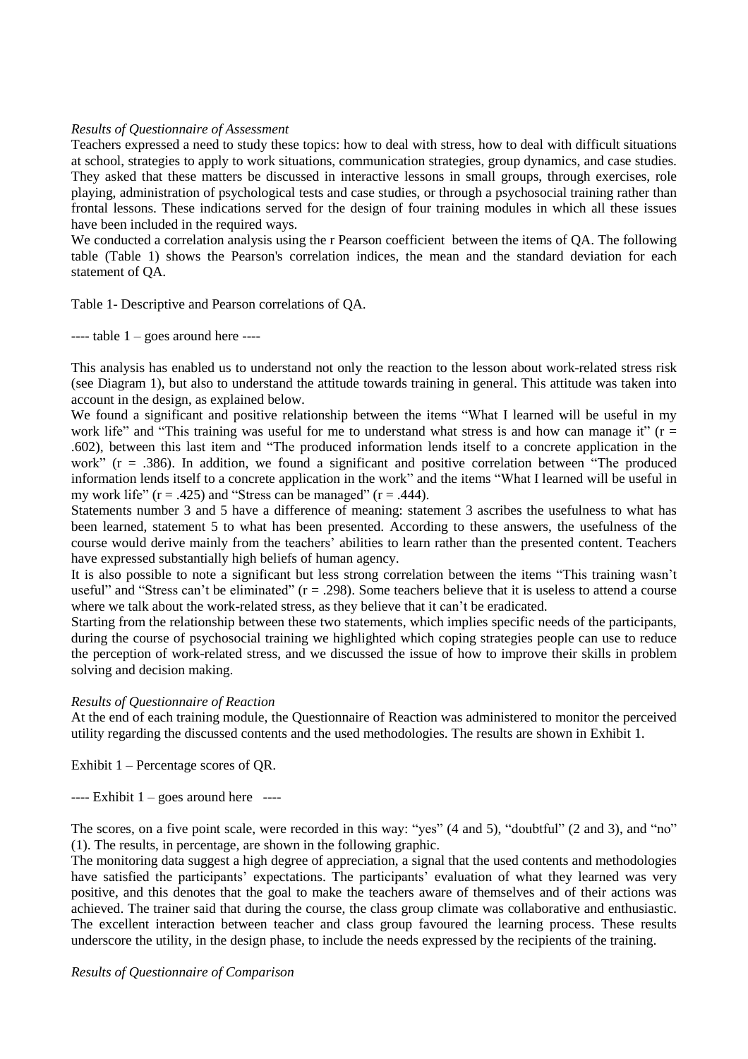*Results of Questionnaire of Assessment*

Teachers expressed a need to study these topics: how to deal with stress, how to deal with difficult situations at school, strategies to apply to work situations, communication strategies, group dynamics, and case studies. They asked that these matters be discussed in interactive lessons in small groups, through exercises, role playing, administration of psychological tests and case studies, or through a psychosocial training rather than frontal lessons. These indications served for the design of four training modules in which all these issues have been included in the required ways.

We conducted a correlation analysis using the r Pearson coefficient between the items of QA. The following table (Table 1) shows the Pearson's correlation indices, the mean and the standard deviation for each statement of QA.

Table 1- Descriptive and Pearson correlations of QA.

---- table 1 – goes around here ----

This analysis has enabled us to understand not only the reaction to the lesson about work-related stress risk (see Diagram 1), but also to understand the attitude towards training in general. This attitude was taken into account in the design, as explained below.

We found a significant and positive relationship between the items "What I learned will be useful in my work life" and "This training was useful for me to understand what stress is and how can manage it" ($r = .602$), between this last item and "The produced information lends itself to a concrete application in the work" ($r = .386$). In addition, we found a significant and positive correlation between "The produced information lends itself to a concrete application in the work" and the items "What I learned will be useful in my work life" ($r = .425$) and "Stress can be managed" ($r = .444$).

Statements number 3 and 5 have a difference of meaning: statement 3 ascribes the usefulness to what has been learned, statement 5 to what has been presented. According to these answers, the usefulness of the course would derive mainly from the teachers' abilities to learn rather than the presented content. Teachers have expressed substantially high beliefs of human agency.

It is also possible to note a significant but less strong correlation between the items "This training wasn't useful" and "Stress can't be eliminated" ($r = .298$). Some teachers believe that it is useless to attend a course where we talk about the work-related stress, as they believe that it can't be eradicated.

Starting from the relationship between these two statements, which implies specific needs of the participants, during the course of psychosocial training we highlighted which coping strategies people can use to reduce the perception of work-related stress, and we discussed the issue of how to improve their skills in problem solving and decision making.

*Results of Questionnaire of Reaction*

At the end of each training module, the Questionnaire of Reaction was administered to monitor the perceived utility regarding the discussed contents and the used methodologies. The results are shown in Exhibit 1.

Exhibit 1 – Percentage scores of QR.

---- Exhibit 1 – goes around here ----

The scores, on a five point scale, were recorded in this way: "yes" (4 and 5), "doubtful" (2 and 3), and "no" (1). The results, in percentage, are shown in the following graphic.

The monitoring data suggest a high degree of appreciation, a signal that the used contents and methodologies have satisfied the participants' expectations. The participants' evaluation of what they learned was very positive, and this denotes that the goal to make the teachers aware of themselves and of their actions was achieved. The trainer said that during the course, the class group climate was collaborative and enthusiastic. The excellent interaction between teacher and class group favoured the learning process. These results underscore the utility, in the design phase, to include the needs expressed by the recipients of the training.

*Results of Questionnaire of Comparison*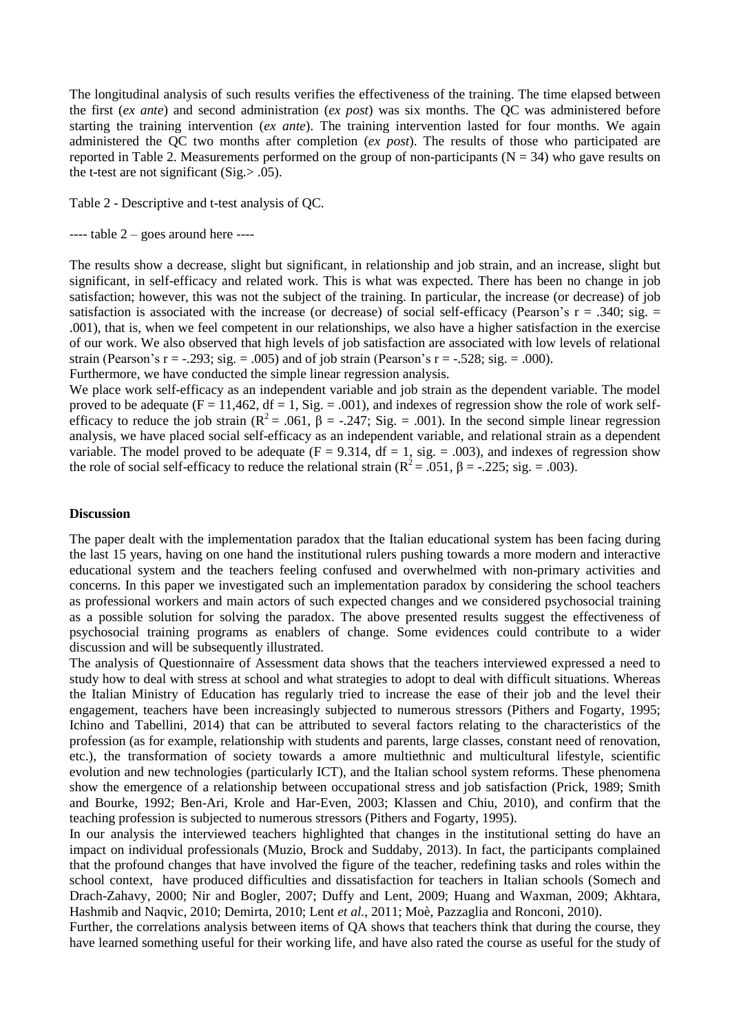The longitudinal analysis of such results verifies the effectiveness of the training. The time elapsed between the first (*ex ante*) and second administration (*ex post*) was six months. The QC was administered before starting the training intervention (*ex ante*). The training intervention lasted for four months. We again administered the QC two months after completion (*ex post*). The results of those who participated are reported in Table 2. Measurements performed on the group of non-participants ($N = 34$) who gave results on the t-test are not significant (Sig.> .05).

Table 2 - Descriptive and t-test analysis of QC.

---- table 2 – goes around here ----

The results show a decrease, slight but significant, in relationship and job strain, and an increase, slight but significant, in self-efficacy and related work. This is what was expected. There has been no change in job satisfaction; however, this was not the subject of the training. In particular, the increase (or decrease) of job satisfaction is associated with the increase (or decrease) of social self-efficacy (Pearson's $r = .340$; sig. = .001), that is, when we feel competent in our relationships, we also have a higher satisfaction in the exercise of our work. We also observed that high levels of job satisfaction are associated with low levels of relational strain (Pearson's $r = -.293$; sig. = .005) and of job strain (Pearson's $r = -.528$; sig. = .000).

Furthermore, we have conducted the simple linear regression analysis.

We place work self-efficacy as an independent variable and job strain as the dependent variable. The model proved to be adequate ($F = 11,462$, $df = 1$, Sig. = .001), and indexes of regression show the role of work self-efficacy to reduce the job strain ($R^2 = .061$, $\beta = -.247$; Sig. = .001). In the second simple linear regression analysis, we have placed social self-efficacy as an independent variable, and relational strain as a dependent variable. The model proved to be adequate ($F = 9.314$, $df = 1$, sig. = .003), and indexes of regression show the role of social self-efficacy to reduce the relational strain ($R^2 = .051$, $\beta = -.225$; sig. = .003).

**Discussion**

The paper dealt with the implementation paradox that the Italian educational system has been facing during the last 15 years, having on one hand the institutional rulers pushing towards a more modern and interactive educational system and the teachers feeling confused and overwhelmed with non-primary activities and concerns. In this paper we investigated such an implementation paradox by considering the school teachers as professional workers and main actors of such expected changes and we considered psychosocial training as a possible solution for solving the paradox. The above presented results suggest the effectiveness of psychosocial training programs as enablers of change. Some evidences could contribute to a wider discussion and will be subsequently illustrated.

The analysis of Questionnaire of Assessment data shows that the teachers interviewed expressed a need to study how to deal with stress at school and what strategies to adopt to deal with difficult situations. Whereas the Italian Ministry of Education has regularly tried to increase the ease of their job and the level their engagement, teachers have been increasingly subjected to numerous stressors (Pithers and Fogarty, 1995; Ichino and Tabellini, 2014) that can be attributed to several factors relating to the characteristics of the profession (as for example, relationship with students and parents, large classes, constant need of renovation, etc.), the transformation of society towards a amore multiethnic and multicultural lifestyle, scientific evolution and new technologies (particularly ICT), and the Italian school system reforms. These phenomena show the emergence of a relationship between occupational stress and job satisfaction (Prick, 1989; Smith and Bourke, 1992; Ben-Ari, Krole and Har-Even, 2003; Klassen and Chiu, 2010), and confirm that the teaching profession is subjected to numerous stressors (Pithers and Fogarty, 1995).

In our analysis the interviewed teachers highlighted that changes in the institutional setting do have an impact on individual professionals (Muzio, Brock and Suddaby, 2013). In fact, the participants complained that the profound changes that have involved the figure of the teacher, redefining tasks and roles within the school context, have produced difficulties and dissatisfaction for teachers in Italian schools (Somech and Drach-Zahavy, 2000; Nir and Bogler, 2007; Duffy and Lent, 2009; Huang and Waxman, 2009; Akhtara, Hashmib and Naqvic, 2010; Demirta, 2010; Lent *et al.*, 2011; Moè, Pazzaglia and Ronconi, 2010).

Further, the correlations analysis between items of QA shows that teachers think that during the course, they have learned something useful for their working life, and have also rated the course as useful for the study of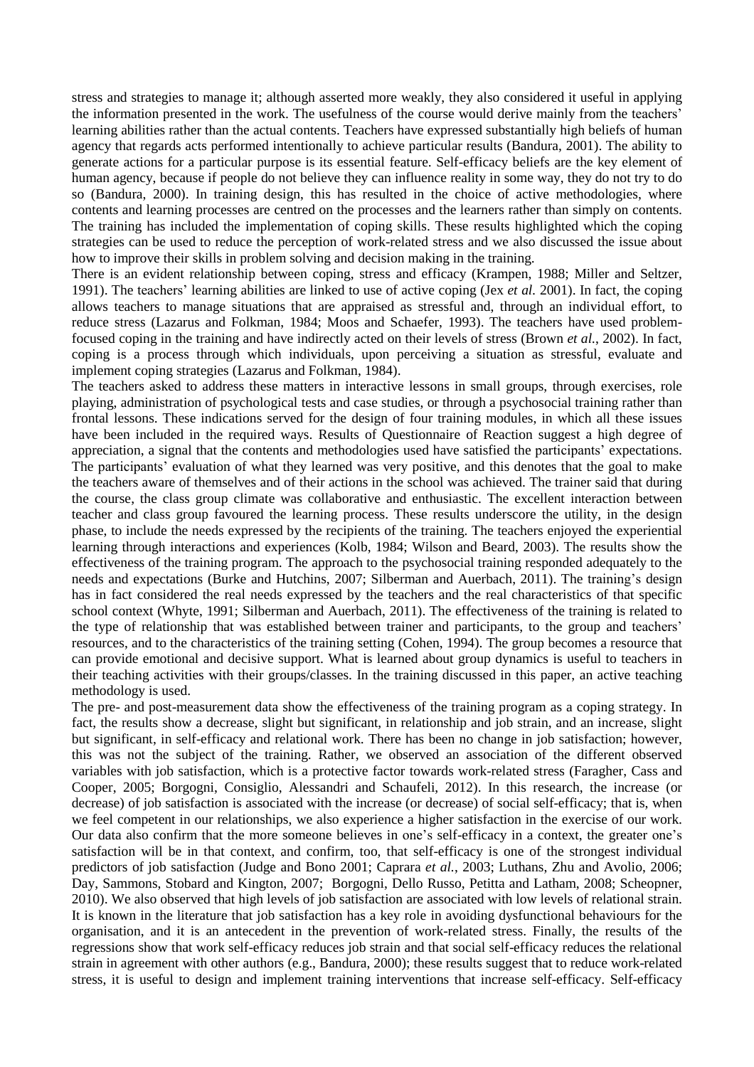stress and strategies to manage it; although asserted more weakly, they also considered it useful in applying the information presented in the work. The usefulness of the course would derive mainly from the teachers' learning abilities rather than the actual contents. Teachers have expressed substantially high beliefs of human agency that regards acts performed intentionally to achieve particular results (Bandura, 2001). The ability to generate actions for a particular purpose is its essential feature. Self-efficacy beliefs are the key element of human agency, because if people do not believe they can influence reality in some way, they do not try to do so (Bandura, 2000). In training design, this has resulted in the choice of active methodologies, where contents and learning processes are centred on the processes and the learners rather than simply on contents. The training has included the implementation of coping skills. These results highlighted which the coping strategies can be used to reduce the perception of work-related stress and we also discussed the issue about how to improve their skills in problem solving and decision making in the training.

There is an evident relationship between coping, stress and efficacy (Krampen, 1988; Miller and Seltzer, 1991). The teachers' learning abilities are linked to use of active coping (Jex *et al.* 2001). In fact, the coping allows teachers to manage situations that are appraised as stressful and, through an individual effort, to reduce stress (Lazarus and Folkman, 1984; Moos and Schaefer, 1993). The teachers have used problem-focused coping in the training and have indirectly acted on their levels of stress (Brown *et al.*, 2002). In fact, coping is a process through which individuals, upon perceiving a situation as stressful, evaluate and implement coping strategies (Lazarus and Folkman, 1984).

The teachers asked to address these matters in interactive lessons in small groups, through exercises, role playing, administration of psychological tests and case studies, or through a psychosocial training rather than frontal lessons. These indications served for the design of four training modules, in which all these issues have been included in the required ways. Results of Questionnaire of Reaction suggest a high degree of appreciation, a signal that the contents and methodologies used have satisfied the participants' expectations. The participants' evaluation of what they learned was very positive, and this denotes that the goal to make the teachers aware of themselves and of their actions in the school was achieved. The trainer said that during the course, the class group climate was collaborative and enthusiastic. The excellent interaction between teacher and class group favoured the learning process. These results underscore the utility, in the design phase, to include the needs expressed by the recipients of the training. The teachers enjoyed the experiential learning through interactions and experiences (Kolb, 1984; Wilson and Beard, 2003). The results show the effectiveness of the training program. The approach to the psychosocial training responded adequately to the needs and expectations (Burke and Hutchins, 2007; Silberman and Auerbach, 2011). The training's design has in fact considered the real needs expressed by the teachers and the real characteristics of that specific school context (Whyte, 1991; Silberman and Auerbach, 2011). The effectiveness of the training is related to the type of relationship that was established between trainer and participants, to the group and teachers' resources, and to the characteristics of the training setting (Cohen, 1994). The group becomes a resource that can provide emotional and decisive support. What is learned about group dynamics is useful to teachers in their teaching activities with their groups/classes. In the training discussed in this paper, an active teaching methodology is used.

The pre- and post-measurement data show the effectiveness of the training program as a coping strategy. In fact, the results show a decrease, slight but significant, in relationship and job strain, and an increase, slight but significant, in self-efficacy and relational work. There has been no change in job satisfaction; however, this was not the subject of the training. Rather, we observed an association of the different observed variables with job satisfaction, which is a protective factor towards work-related stress (Faragher, Cass and Cooper, 2005; Borgogni, Consiglio, Alessandri and Schaufeli, 2012). In this research, the increase (or decrease) of job satisfaction is associated with the increase (or decrease) of social self-efficacy; that is, when we feel competent in our relationships, we also experience a higher satisfaction in the exercise of our work. Our data also confirm that the more someone believes in one's self-efficacy in a context, the greater one's satisfaction will be in that context, and confirm, too, that self-efficacy is one of the strongest individual predictors of job satisfaction (Judge and Bono 2001; Caprara *et al.*, 2003; Luthans, Zhu and Avolio, 2006; Day, Sammons, Stobard and Kington, 2007; Borgogni, Dello Russo, Petitta and Latham, 2008; Scheopner, 2010). We also observed that high levels of job satisfaction are associated with low levels of relational strain. It is known in the literature that job satisfaction has a key role in avoiding dysfunctional behaviours for the organisation, and it is an antecedent in the prevention of work-related stress. Finally, the results of the regressions show that work self-efficacy reduces job strain and that social self-efficacy reduces the relational strain in agreement with other authors (e.g., Bandura, 2000); these results suggest that to reduce work-related stress, it is useful to design and implement training interventions that increase self-efficacy. Self-efficacy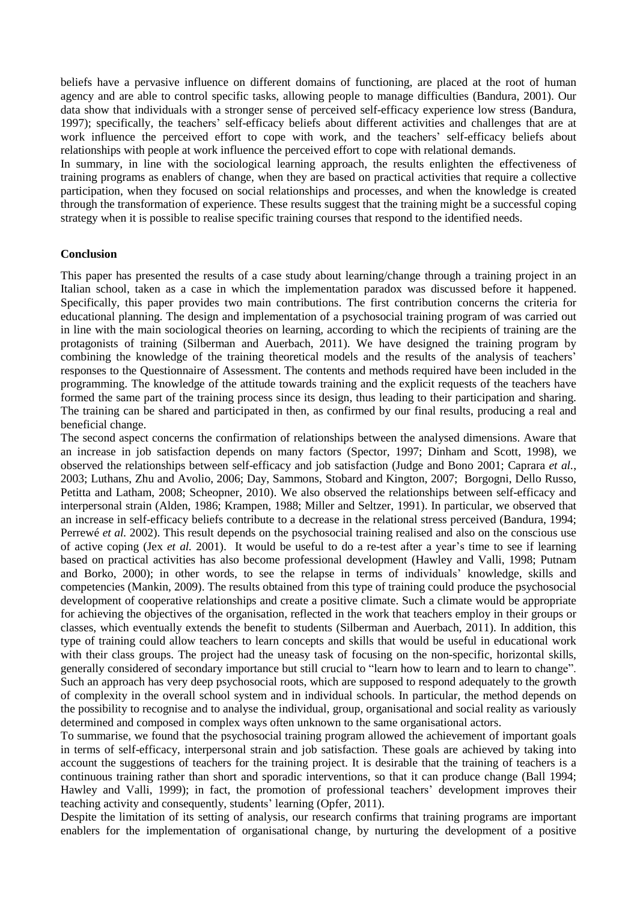beliefs have a pervasive influence on different domains of functioning, are placed at the root of human agency and are able to control specific tasks, allowing people to manage difficulties (Bandura, 2001). Our data show that individuals with a stronger sense of perceived self-efficacy experience low stress (Bandura, 1997); specifically, the teachers' self-efficacy beliefs about different activities and challenges that are at work influence the perceived effort to cope with work, and the teachers' self-efficacy beliefs about relationships with people at work influence the perceived effort to cope with relational demands.

In summary, in line with the sociological learning approach, the results enlighten the effectiveness of training programs as enablers of change, when they are based on practical activities that require a collective participation, when they focused on social relationships and processes, and when the knowledge is created through the transformation of experience. These results suggest that the training might be a successful coping strategy when it is possible to realise specific training courses that respond to the identified needs.

**Conclusion**

This paper has presented the results of a case study about learning/change through a training project in an Italian school, taken as a case in which the implementation paradox was discussed before it happened. Specifically, this paper provides two main contributions. The first contribution concerns the criteria for educational planning. The design and implementation of a psychosocial training program of was carried out in line with the main sociological theories on learning, according to which the recipients of training are the protagonists of training (Silberman and Auerbach, 2011). We have designed the training program by combining the knowledge of the training theoretical models and the results of the analysis of teachers' responses to the Questionnaire of Assessment. The contents and methods required have been included in the programming. The knowledge of the attitude towards training and the explicit requests of the teachers have formed the same part of the training process since its design, thus leading to their participation and sharing. The training can be shared and participated in then, as confirmed by our final results, producing a real and beneficial change.

The second aspect concerns the confirmation of relationships between the analysed dimensions. Aware that an increase in job satisfaction depends on many factors (Spector, 1997; Dinham and Scott, 1998), we observed the relationships between self-efficacy and job satisfaction (Judge and Bono 2001; Caprara *et al.*, 2003; Luthans, Zhu and Avolio, 2006; Day, Sammons, Stobard and Kington, 2007; Borgogni, Dello Russo, Petitta and Latham, 2008; Scheopner, 2010). We also observed the relationships between self-efficacy and interpersonal strain (Alden, 1986; Krampen, 1988; Miller and Seltzer, 1991). In particular, we observed that an increase in self-efficacy beliefs contribute to a decrease in the relational stress perceived (Bandura, 1994; Perrewé *et al.* 2002). This result depends on the psychosocial training realised and also on the conscious use of active coping (Jex *et al.* 2001). It would be useful to do a re-test after a year's time to see if learning based on practical activities has also become professional development (Hawley and Valli, 1998; Putnam and Borko, 2000); in other words, to see the relapse in terms of individuals' knowledge, skills and competencies (Mankin, 2009). The results obtained from this type of training could produce the psychosocial development of cooperative relationships and create a positive climate. Such a climate would be appropriate for achieving the objectives of the organisation, reflected in the work that teachers employ in their groups or classes, which eventually extends the benefit to students (Silberman and Auerbach, 2011). In addition, this type of training could allow teachers to learn concepts and skills that would be useful in educational work with their class groups. The project had the uneasy task of focusing on the non-specific, horizontal skills, generally considered of secondary importance but still crucial to "learn how to learn and to learn to change". Such an approach has very deep psychosocial roots, which are supposed to respond adequately to the growth of complexity in the overall school system and in individual schools. In particular, the method depends on the possibility to recognise and to analyse the individual, group, organisational and social reality as variously determined and composed in complex ways often unknown to the same organisational actors.

To summarise, we found that the psychosocial training program allowed the achievement of important goals in terms of self-efficacy, interpersonal strain and job satisfaction. These goals are achieved by taking into account the suggestions of teachers for the training project. It is desirable that the training of teachers is a continuous training rather than short and sporadic interventions, so that it can produce change (Ball 1994; Hawley and Valli, 1999); in fact, the promotion of professional teachers' development improves their teaching activity and consequently, students' learning (Opfer, 2011).

Despite the limitation of its setting of analysis, our research confirms that training programs are important enablers for the implementation of organisational change, by nurturing the development of a positive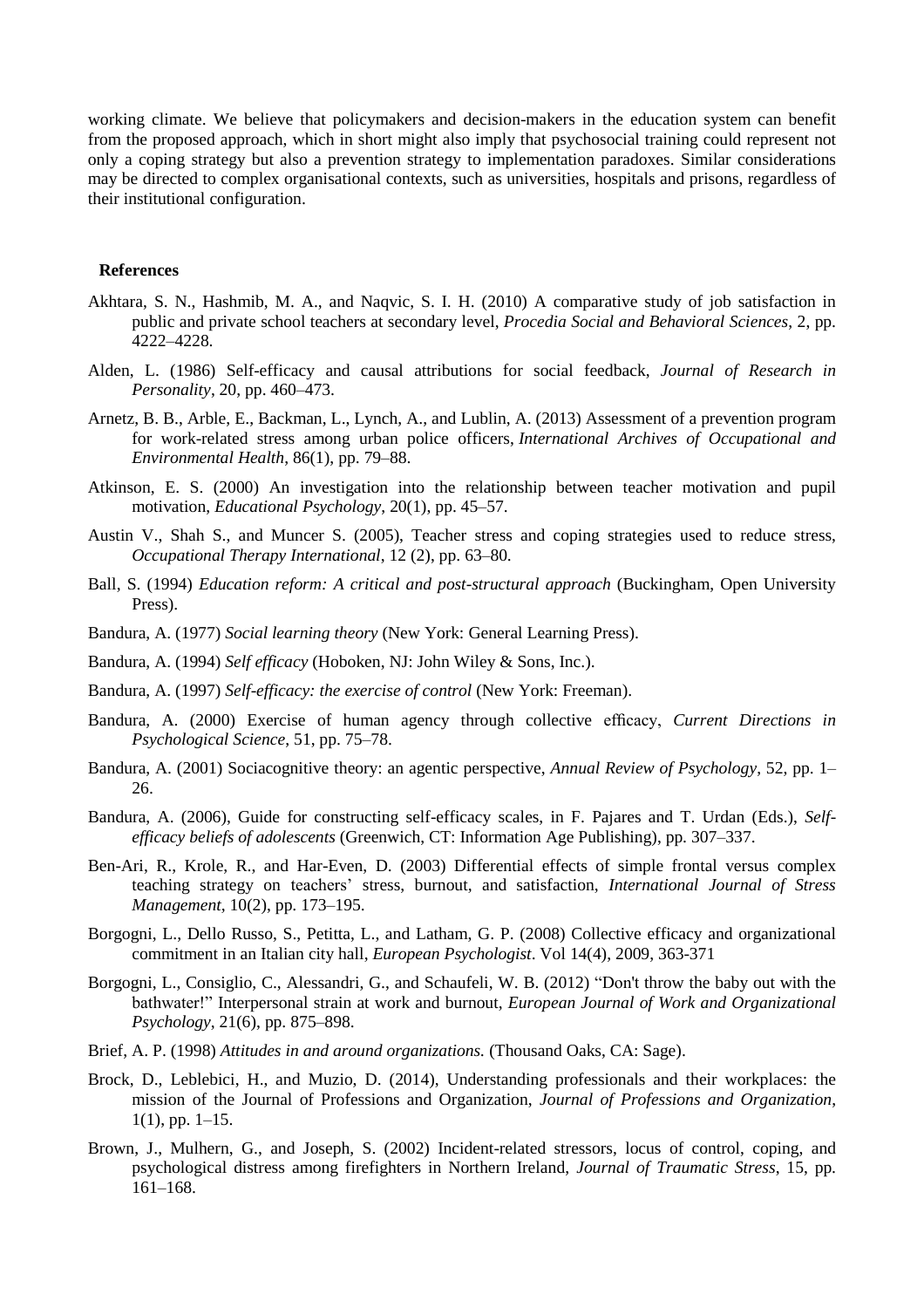working climate. We believe that policymakers and decision-makers in the education system can benefit from the proposed approach, which in short might also imply that psychosocial training could represent not only a coping strategy but also a prevention strategy to implementation paradoxes. Similar considerations may be directed to complex organisational contexts, such as universities, hospitals and prisons, regardless of their institutional configuration.

## References

Akhtara, S. N., Hashmib, M. A., and Naqvic, S. I. H. (2010) A comparative study of job satisfaction in public and private school teachers at secondary level, *Procedia Social and Behavioral Sciences*, 2, pp. 4222–4228.

Alden, L. (1986) Self-efficacy and causal attributions for social feedback, *Journal of Research in Personality*, 20, pp. 460–473.

Arnetz, B. B., Arble, E., Backman, L., Lynch, A., and Lublin, A. (2013) Assessment of a prevention program for work-related stress among urban police officers, *International Archives of Occupational and Environmental Health*, 86(1), pp. 79–88.

Atkinson, E. S. (2000) An investigation into the relationship between teacher motivation and pupil motivation, *Educational Psychology*, 20(1), pp. 45–57.

Austin V., Shah S., and Muncer S. (2005), Teacher stress and coping strategies used to reduce stress, *Occupational Therapy International*, 12 (2), pp. 63–80.

Ball, S. (1994) *Education reform: A critical and post-structural approach* (Buckingham, Open University Press).

Bandura, A. (1977) *Social learning theory* (New York: General Learning Press).

Bandura, A. (1994) *Self efficacy* (Hoboken, NJ: John Wiley & Sons, Inc.).

Bandura, A. (1997) *Self-efficacy: the exercise of control* (New York: Freeman).

Bandura, A. (2000) Exercise of human agency through collective efficacy, *Current Directions in Psychological Science*, 51, pp. 75–78.

Bandura, A. (2001) Sociacognitive theory: an agentic perspective, *Annual Review of Psychology*, 52, pp. 1–26.

Bandura, A. (2006), Guide for constructing self-efficacy scales, in F. Pajares and T. Urdan (Eds.), *Self-efficacy beliefs of adolescents* (Greenwich, CT: Information Age Publishing), pp. 307–337.

Ben-Ari, R., Krole, R., and Har-Even, D. (2003) Differential effects of simple frontal versus complex teaching strategy on teachers' stress, burnout, and satisfaction, *International Journal of Stress Management*, 10(2), pp. 173–195.

Borgogni, L., Dello Russo, S., Petitta, L., and Latham, G. P. (2008) Collective efficacy and organizational commitment in an Italian city hall, *European Psychologist*. Vol 14(4), 2009, 363-371

Borgogni, L., Consiglio, C., Alessandri, G., and Schaufeli, W. B. (2012) "Don't throw the baby out with the bathwater!" Interpersonal strain at work and burnout, *European Journal of Work and Organizational Psychology*, 21(6), pp. 875–898.

Brief, A. P. (1998) *Attitudes in and around organizations.* (Thousand Oaks, CA: Sage).

Brock, D., Leblebici, H., and Muzio, D. (2014), Understanding professionals and their workplaces: the mission of the Journal of Professions and Organization, *Journal of Professions and Organization*, 1(1), pp. 1–15.

Brown, J., Mulhern, G., and Joseph, S. (2002) Incident-related stressors, locus of control, coping, and psychological distress among firefighters in Northern Ireland, *Journal of Traumatic Stress*, 15, pp. 161–168.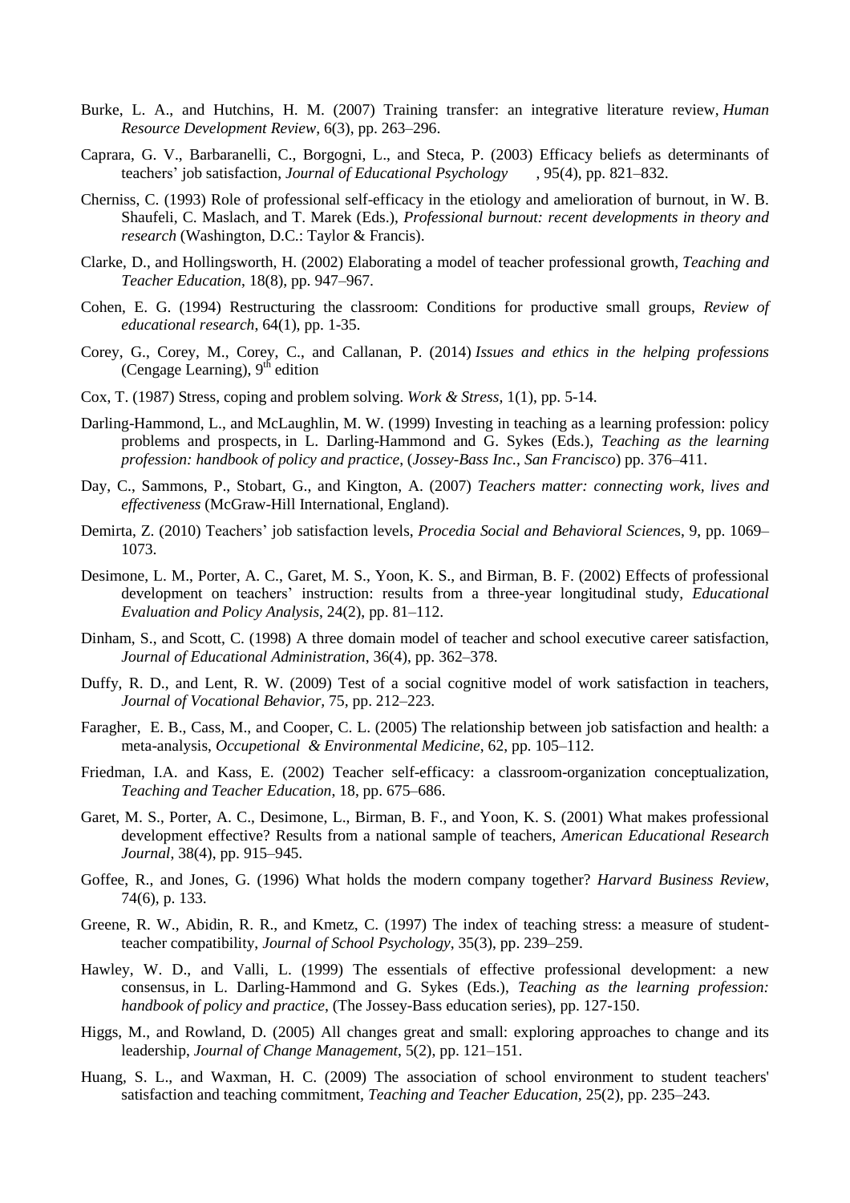Burke, L. A., and Hutchins, H. M. (2007) Training transfer: an integrative literature review, *Human Resource Development Review*, 6(3), pp. 263–296.

Caprara, G. V., Barbaranelli, C., Borgogni, L., and Steca, P. (2003) Efficacy beliefs as determinants of teachers' job satisfaction, *Journal of Educational Psychology*, 95(4), pp. 821–832.

Cherniss, C. (1993) Role of professional self-efficacy in the etiology and amelioration of burnout, in W. B. Shaufeli, C. Maslach, and T. Marek (Eds.), *Professional burnout: recent developments in theory and research* (Washington, D.C.: Taylor & Francis).

Clarke, D., and Hollingsworth, H. (2002) Elaborating a model of teacher professional growth, *Teaching and Teacher Education*, 18(8), pp. 947–967.

Cohen, E. G. (1994) Restructuring the classroom: Conditions for productive small groups, *Review of educational research*, 64(1), pp. 1-35.

Corey, G., Corey, M., Corey, C., and Callanan, P. (2014) *Issues and ethics in the helping professions* (Cengage Learning), 9th edition

Cox, T. (1987) Stress, coping and problem solving. *Work & Stress*, 1(1), pp. 5-14.

Darling-Hammond, L., and McLaughlin, M. W. (1999) Investing in teaching as a learning profession: policy problems and prospects, in L. Darling-Hammond and G. Sykes (Eds.), *Teaching as the learning profession: handbook of policy and practice*, (*Jossey-Bass Inc., San Francisco*) pp. 376–411.

Day, C., Sammons, P., Stobart, G., and Kington, A. (2007) *Teachers matter: connecting work, lives and effectiveness* (McGraw-Hill International, England).

Demirta, Z. (2010) Teachers' job satisfaction levels, *Procedia Social and Behavioral Sciences*, 9, pp. 1069–1073.

Desimone, L. M., Porter, A. C., Garet, M. S., Yoon, K. S., and Birman, B. F. (2002) Effects of professional development on teachers' instruction: results from a three-year longitudinal study, *Educational Evaluation and Policy Analysis*, 24(2), pp. 81–112.

Dinham, S., and Scott, C. (1998) A three domain model of teacher and school executive career satisfaction, *Journal of Educational Administration*, 36(4), pp. 362–378.

Duffy, R. D., and Lent, R. W. (2009) Test of a social cognitive model of work satisfaction in teachers, *Journal of Vocational Behavior*, 75, pp. 212–223.

Faragher, E. B., Cass, M., and Cooper, C. L. (2005) The relationship between job satisfaction and health: a meta-analysis, *Occupetional & Environmental Medicine*, 62, pp. 105–112.

Friedman, I.A. and Kass, E. (2002) Teacher self-efficacy: a classroom-organization conceptualization, *Teaching and Teacher Education*, 18, pp. 675–686.

Garet, M. S., Porter, A. C., Desimone, L., Birman, B. F., and Yoon, K. S. (2001) What makes professional development effective? Results from a national sample of teachers, *American Educational Research Journal*, 38(4), pp. 915–945.

Goffee, R., and Jones, G. (1996) What holds the modern company together? *Harvard Business Review*, 74(6), p. 133.

Greene, R. W., Abidin, R. R., and Kmetz, C. (1997) The index of teaching stress: a measure of student-teacher compatibility, *Journal of School Psychology*, 35(3), pp. 239–259.

Hawley, W. D., and Valli, L. (1999) The essentials of effective professional development: a new consensus, in L. Darling-Hammond and G. Sykes (Eds.), *Teaching as the learning profession: handbook of policy and practice*, (The Jossey-Bass education series), pp. 127-150.

Higgs, M., and Rowland, D. (2005) All changes great and small: exploring approaches to change and its leadership, *Journal of Change Management*, 5(2), pp. 121–151.

Huang, S. L., and Waxman, H. C. (2009) The association of school environment to student teachers' satisfaction and teaching commitment, *Teaching and Teacher Education*, 25(2), pp. 235–243.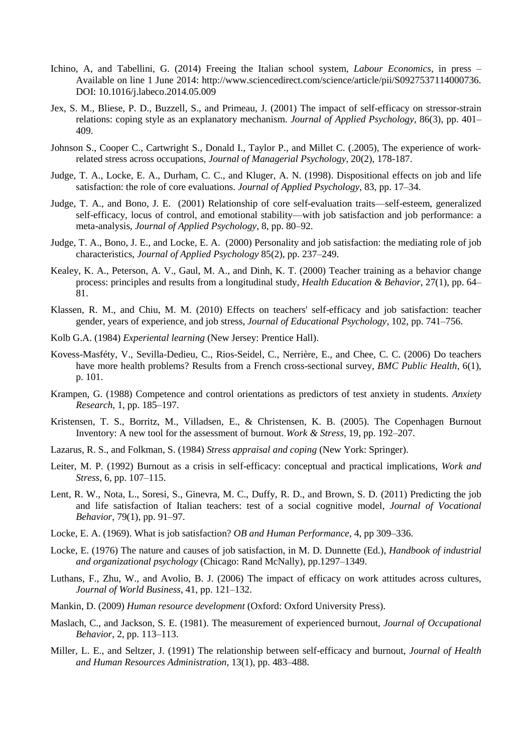Ichino, A, and Tabellini, G. (2014) Freeing the Italian school system, *Labour Economics*, in press – Available on line 1 June 2014: http://www.sciencedirect.com/science/article/pii/S0927537114000736. DOI: 10.1016/j.labeco.2014.05.009

Jex, S. M., Bliese, P. D., Buzzell, S., and Primeau, J. (2001) The impact of self-efficacy on stressor-strain relations: coping style as an explanatory mechanism. *Journal of Applied Psychology*, 86(3), pp. 401–409.

Johnson S., Cooper C., Cartwright S., Donald I., Taylor P., and Millet C. (.2005), The experience of work-related stress across occupations, *Journal of Managerial Psychology*, 20(2), 178-187.

Judge, T. A., Locke, E. A., Durham, C. C., and Kluger, A. N. (1998). Dispositional effects on job and life satisfaction: the role of core evaluations. *Journal of Applied Psychology*, 83, pp. 17–34.

Judge, T. A., and Bono, J. E. (2001) Relationship of core self-evaluation traits—self-esteem, generalized self-efficacy, locus of control, and emotional stability—with job satisfaction and job performance: a meta-analysis, *Journal of Applied Psychology*, 8, pp. 80–92.

Judge, T. A., Bono, J. E., and Locke, E. A. (2000) Personality and job satisfaction: the mediating role of job characteristics, *Journal of Applied Psychology* 85(2), pp. 237–249.

Kealey, K. A., Peterson, A. V., Gaul, M. A., and Dinh, K. T. (2000) Teacher training as a behavior change process: principles and results from a longitudinal study, *Health Education & Behavior*, 27(1), pp. 64–81.

Klassen, R. M., and Chiu, M. M. (2010) Effects on teachers' self-efficacy and job satisfaction: teacher gender, years of experience, and job stress, *Journal of Educational Psychology*, 102, pp. 741–756.

Kolb G.A. (1984) *Experiental learning* (New Jersey: Prentice Hall).

Kovess-Masféty, V., Sevilla-Dedieu, C., Rios-Seidel, C., Nerrière, E., and Chee, C. C. (2006) Do teachers have more health problems? Results from a French cross-sectional survey, *BMC Public Health*, 6(1), p. 101.

Krampen, G. (1988) Competence and control orientations as predictors of test anxiety in students. *Anxiety Research*, 1, pp. 185–197.

Kristensen, T. S., Borritz, M., Villadsen, E., & Christensen, K. B. (2005). The Copenhagen Burnout Inventory: A new tool for the assessment of burnout. *Work & Stress*, 19, pp. 192–207.

Lazarus, R. S., and Folkman, S. (1984) *Stress appraisal and coping* (New York: Springer).

Leiter, M. P. (1992) Burnout as a crisis in self-efficacy: conceptual and practical implications, *Work and Stress*, 6, pp. 107–115.

Lent, R. W., Nota, L., Soresi, S., Ginevra, M. C., Duffy, R. D., and Brown, S. D. (2011) Predicting the job and life satisfaction of Italian teachers: test of a social cognitive model, *Journal of Vocational Behavior*, 79(1), pp. 91–97.

Locke, E. A. (1969). What is job satisfaction? *OB and Human Performance*, 4, pp 309–336.

Locke, E. (1976) The nature and causes of job satisfaction, in M. D. Dunnette (Ed.), *Handbook of industrial and organizational psychology* (Chicago: Rand McNally), pp.1297–1349.

Luthans, F., Zhu, W., and Avolio, B. J. (2006) The impact of efficacy on work attitudes across cultures, *Journal of World Business*, 41, pp. 121–132.

Mankin, D. (2009) *Human resource development* (Oxford: Oxford University Press).

Maslach, C., and Jackson, S. E. (1981). The measurement of experienced burnout, *Journal of Occupational Behavior*, 2, pp. 113–113.

Miller, L. E., and Seltzer, J. (1991) The relationship between self-efficacy and burnout, *Journal of Health and Human Resources Administration*, 13(1), pp. 483–488.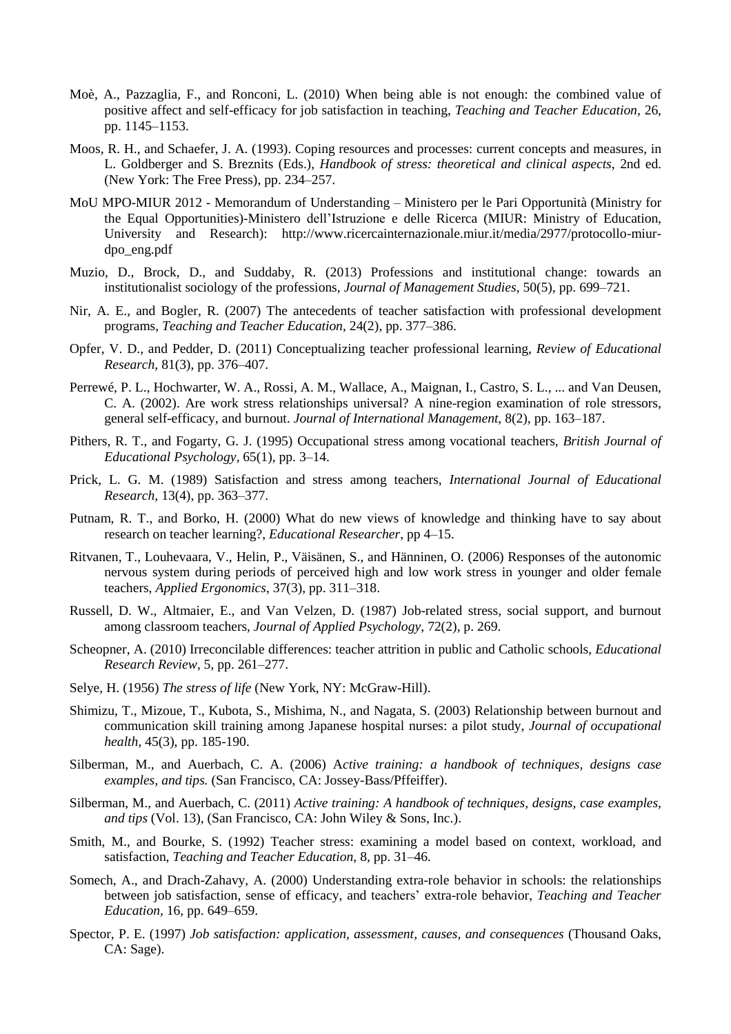Moè, A., Pazzaglia, F., and Ronconi, L. (2010) When being able is not enough: the combined value of positive affect and self-efficacy for job satisfaction in teaching, *Teaching and Teacher Education*, 26, pp. 1145–1153.

Moos, R. H., and Schaefer, J. A. (1993). Coping resources and processes: current concepts and measures, in L. Goldberger and S. Breznits (Eds.), *Handbook of stress: theoretical and clinical aspects*, 2nd ed. (New York: The Free Press), pp. 234–257.

MoU MPO-MIUR 2012 - Memorandum of Understanding – Ministero per le Pari Opportunità (Ministry for the Equal Opportunities)-Ministero dell'Istruzione e delle Ricerca (MIUR: Ministry of Education, University and Research): http://www.ricercainternazionale.miur.it/media/2977/protocollo-miur-dpo_eng.pdf

Muzio, D., Brock, D., and Suddaby, R. (2013) Professions and institutional change: towards an institutionalist sociology of the professions, *Journal of Management Studies*, 50(5), pp. 699–721.

Nir, A. E., and Bogler, R. (2007) The antecedents of teacher satisfaction with professional development programs, *Teaching and Teacher Education*, 24(2), pp. 377–386.

Opfer, V. D., and Pedder, D. (2011) Conceptualizing teacher professional learning, *Review of Educational Research*, 81(3), pp. 376–407.

Perrewé, P. L., Hochwarter, W. A., Rossi, A. M., Wallace, A., Maignan, I., Castro, S. L., ... and Van Deusen, C. A. (2002). Are work stress relationships universal? A nine-region examination of role stressors, general self-efficacy, and burnout. *Journal of International Management*, 8(2), pp. 163–187.

Pithers, R. T., and Fogarty, G. J. (1995) Occupational stress among vocational teachers, *British Journal of Educational Psychology*, 65(1), pp. 3–14.

Prick, L. G. M. (1989) Satisfaction and stress among teachers, *International Journal of Educational Research*, 13(4), pp. 363–377.

Putnam, R. T., and Borko, H. (2000) What do new views of knowledge and thinking have to say about research on teacher learning?, *Educational Researcher*, pp 4–15.

Ritvanen, T., Louhevaara, V., Helin, P., Väisänen, S., and Hänninen, O. (2006) Responses of the autonomic nervous system during periods of perceived high and low work stress in younger and older female teachers, *Applied Ergonomics*, 37(3), pp. 311–318.

Russell, D. W., Altmaier, E., and Van Velzen, D. (1987) Job-related stress, social support, and burnout among classroom teachers, *Journal of Applied Psychology*, 72(2), p. 269.

Scheopner, A. (2010) Irreconcilable differences: teacher attrition in public and Catholic schools, *Educational Research Review*, 5, pp. 261–277.

Selye, H. (1956) *The stress of life* (New York, NY: McGraw-Hill).

Shimizu, T., Mizoue, T., Kubota, S., Mishima, N., and Nagata, S. (2003) Relationship between burnout and communication skill training among Japanese hospital nurses: a pilot study, *Journal of occupational health,* 45(3), pp. 185-190.

Silberman, M., and Auerbach, C. A. (2006) A*ctive training: a handbook of techniques, designs case examples, and tips.* (San Francisco, CA: Jossey-Bass/Pfeiffer).

Silberman, M., and Auerbach, C. (2011) *Active training: A handbook of techniques, designs, case examples, and tips* (Vol. 13), (San Francisco, CA: John Wiley & Sons, Inc.).

Smith, M., and Bourke, S. (1992) Teacher stress: examining a model based on context, workload, and satisfaction, *Teaching and Teacher Education*, 8, pp. 31–46.

Somech, A., and Drach-Zahavy, A. (2000) Understanding extra-role behavior in schools: the relationships between job satisfaction, sense of efficacy, and teachers' extra-role behavior, *Teaching and Teacher Education*, 16, pp. 649–659.

Spector, P. E. (1997) *Job satisfaction: application, assessment, causes, and consequences* (Thousand Oaks, CA: Sage).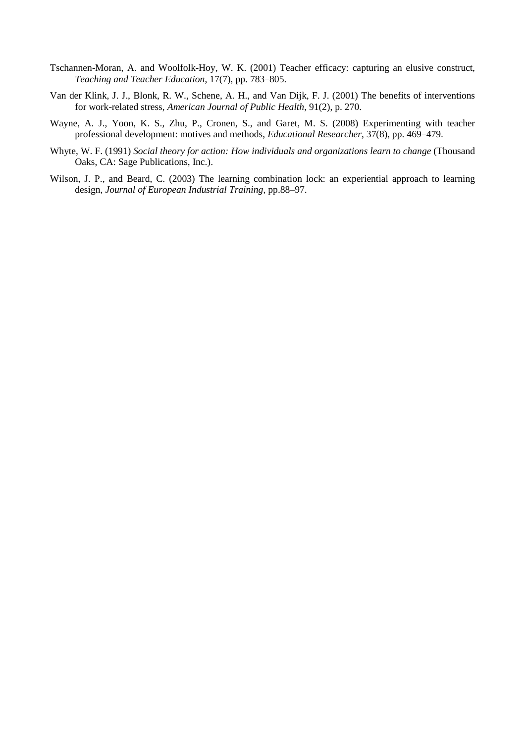Tschannen-Moran, A. and Woolfolk-Hoy, W. K. (2001) Teacher efficacy: capturing an elusive construct, *Teaching and Teacher Education*, 17(7), pp. 783–805.

Van der Klink, J. J., Blonk, R. W., Schene, A. H., and Van Dijk, F. J. (2001) The benefits of interventions for work-related stress, *American Journal of Public Health*, 91(2), p. 270.

Wayne, A. J., Yoon, K. S., Zhu, P., Cronen, S., and Garet, M. S. (2008) Experimenting with teacher professional development: motives and methods, *Educational Researcher*, 37(8), pp. 469–479.

Whyte, W. F. (1991) *Social theory for action: How individuals and organizations learn to change* (Thousand Oaks, CA: Sage Publications, Inc.).

Wilson, J. P., and Beard, C. (2003) The learning combination lock: an experiential approach to learning design, *Journal of European Industrial Training*, pp.88–97.